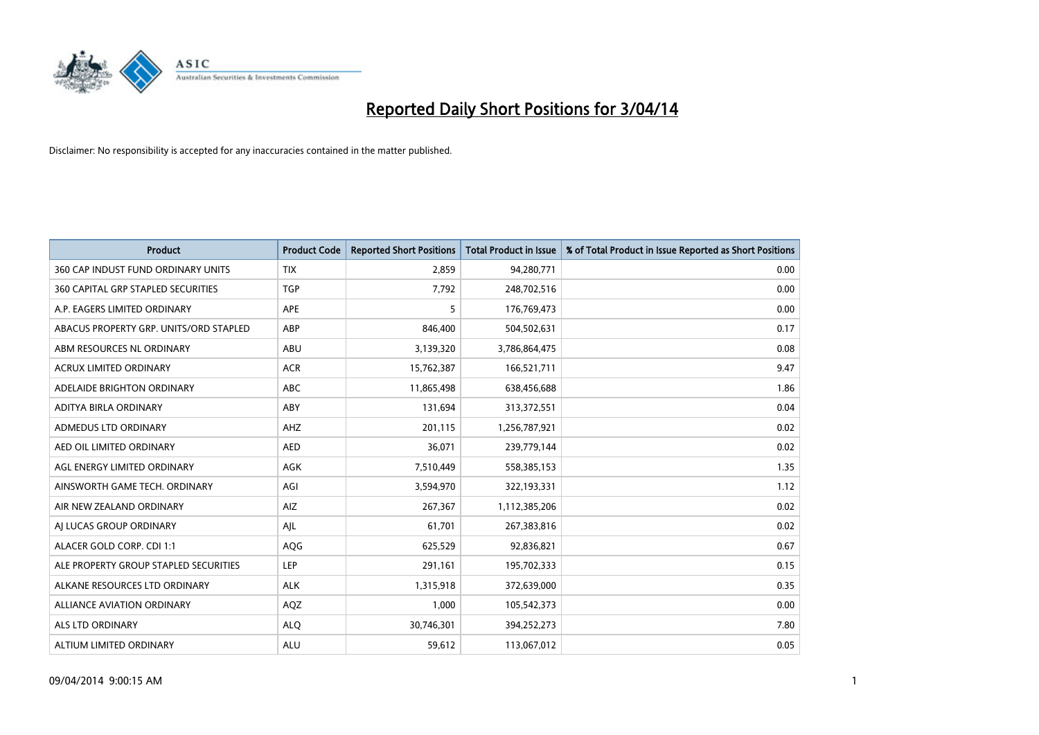# Reported Daily Short Positions for 3/04/14

Disclaimer: No responsibility is accepted for any inaccuracies contained in the matter published.

| Product | Product Code | Reported Short Positions | Total Product in Issue | % of Total Product in Issue Reported as Short Positions |
|---|---|---|---|---|
| 360 CAP INDUST FUND ORDINARY UNITS | TIX | 2,859 | 94,280,771 | 0.00 |
| 360 CAPITAL GRP STAPLED SECURITIES | TGP | 7,792 | 248,702,516 | 0.00 |
| A.P. EAGERS LIMITED ORDINARY | APE | 5 | 176,769,473 | 0.00 |
| ABACUS PROPERTY GRP. UNITS/ORD STAPLED | ABP | 846,400 | 504,502,631 | 0.17 |
| ABM RESOURCES NL ORDINARY | ABU | 3,139,320 | 3,786,864,475 | 0.08 |
| ACRUX LIMITED ORDINARY | ACR | 15,762,387 | 166,521,711 | 9.47 |
| ADELAIDE BRIGHTON ORDINARY | ABC | 11,865,498 | 638,456,688 | 1.86 |
| ADITYA BIRLA ORDINARY | ABY | 131,694 | 313,372,551 | 0.04 |
| ADMEDUS LTD ORDINARY | AHZ | 201,115 | 1,256,787,921 | 0.02 |
| AED OIL LIMITED ORDINARY | AED | 36,071 | 239,779,144 | 0.02 |
| AGL ENERGY LIMITED ORDINARY | AGK | 7,510,449 | 558,385,153 | 1.35 |
| AINSWORTH GAME TECH. ORDINARY | AGI | 3,594,970 | 322,193,331 | 1.12 |
| AIR NEW ZEALAND ORDINARY | AIZ | 267,367 | 1,112,385,206 | 0.02 |
| AJ LUCAS GROUP ORDINARY | AJL | 61,701 | 267,383,816 | 0.02 |
| ALACER GOLD CORP. CDI 1:1 | AQG | 625,529 | 92,836,821 | 0.67 |
| ALE PROPERTY GROUP STAPLED SECURITIES | LEP | 291,161 | 195,702,333 | 0.15 |
| ALKANE RESOURCES LTD ORDINARY | ALK | 1,315,918 | 372,639,000 | 0.35 |
| ALLIANCE AVIATION ORDINARY | AQZ | 1,000 | 105,542,373 | 0.00 |
| ALS LTD ORDINARY | ALQ | 30,746,301 | 394,252,273 | 7.80 |
| ALTIUM LIMITED ORDINARY | ALU | 59,612 | 113,067,012 | 0.05 |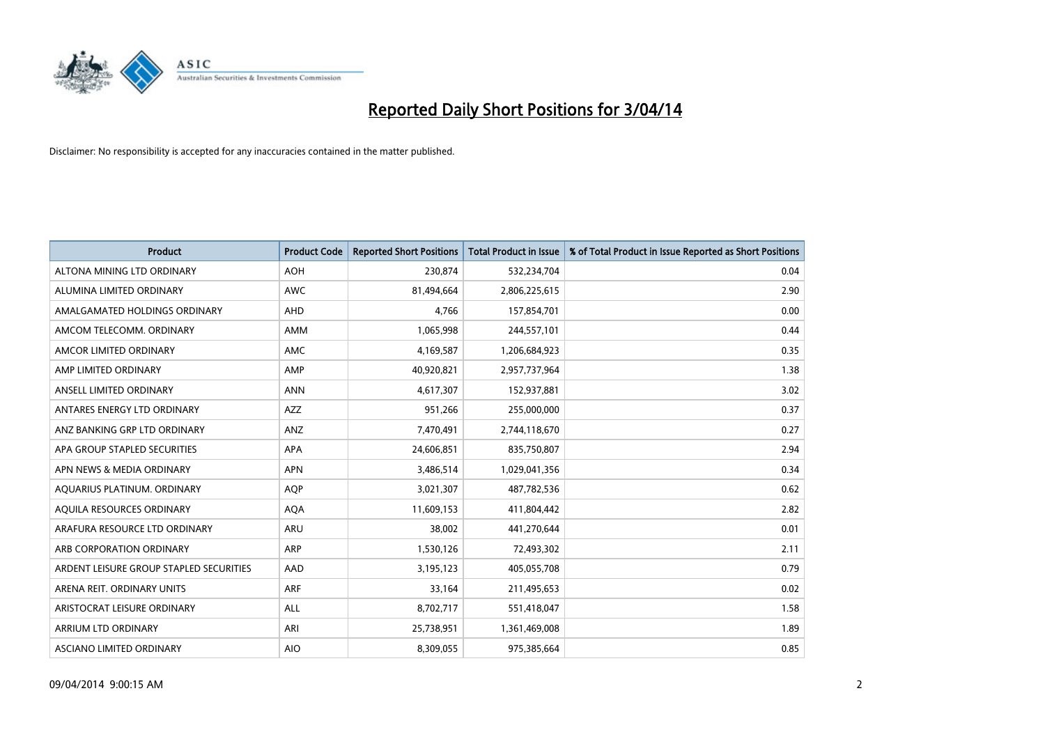# Reported Daily Short Positions for 3/04/14

Disclaimer: No responsibility is accepted for any inaccuracies contained in the matter published.

| Product | Product Code | Reported Short Positions | Total Product in Issue | % of Total Product in Issue Reported as Short Positions |
|---|---|---|---|---|
| ALTONA MINING LTD ORDINARY | AOH | 230,874 | 532,234,704 | 0.04 |
| ALUMINA LIMITED ORDINARY | AWC | 81,494,664 | 2,806,225,615 | 2.90 |
| AMALGAMATED HOLDINGS ORDINARY | AHD | 4,766 | 157,854,701 | 0.00 |
| AMCOM TELECOMM. ORDINARY | AMM | 1,065,998 | 244,557,101 | 0.44 |
| AMCOR LIMITED ORDINARY | AMC | 4,169,587 | 1,206,684,923 | 0.35 |
| AMP LIMITED ORDINARY | AMP | 40,920,821 | 2,957,737,964 | 1.38 |
| ANSELL LIMITED ORDINARY | ANN | 4,617,307 | 152,937,881 | 3.02 |
| ANTARES ENERGY LTD ORDINARY | AZZ | 951,266 | 255,000,000 | 0.37 |
| ANZ BANKING GRP LTD ORDINARY | ANZ | 7,470,491 | 2,744,118,670 | 0.27 |
| APA GROUP STAPLED SECURITIES | APA | 24,606,851 | 835,750,807 | 2.94 |
| APN NEWS & MEDIA ORDINARY | APN | 3,486,514 | 1,029,041,356 | 0.34 |
| AQUARIUS PLATINUM. ORDINARY | AQP | 3,021,307 | 487,782,536 | 0.62 |
| AQUILA RESOURCES ORDINARY | AQA | 11,609,153 | 411,804,442 | 2.82 |
| ARAFURA RESOURCE LTD ORDINARY | ARU | 38,002 | 441,270,644 | 0.01 |
| ARB CORPORATION ORDINARY | ARP | 1,530,126 | 72,493,302 | 2.11 |
| ARDENT LEISURE GROUP STAPLED SECURITIES | AAD | 3,195,123 | 405,055,708 | 0.79 |
| ARENA REIT. ORDINARY UNITS | ARF | 33,164 | 211,495,653 | 0.02 |
| ARISTOCRAT LEISURE ORDINARY | ALL | 8,702,717 | 551,418,047 | 1.58 |
| ARRIUM LTD ORDINARY | ARI | 25,738,951 | 1,361,469,008 | 1.89 |
| ASCIANO LIMITED ORDINARY | AIO | 8,309,055 | 975,385,664 | 0.85 |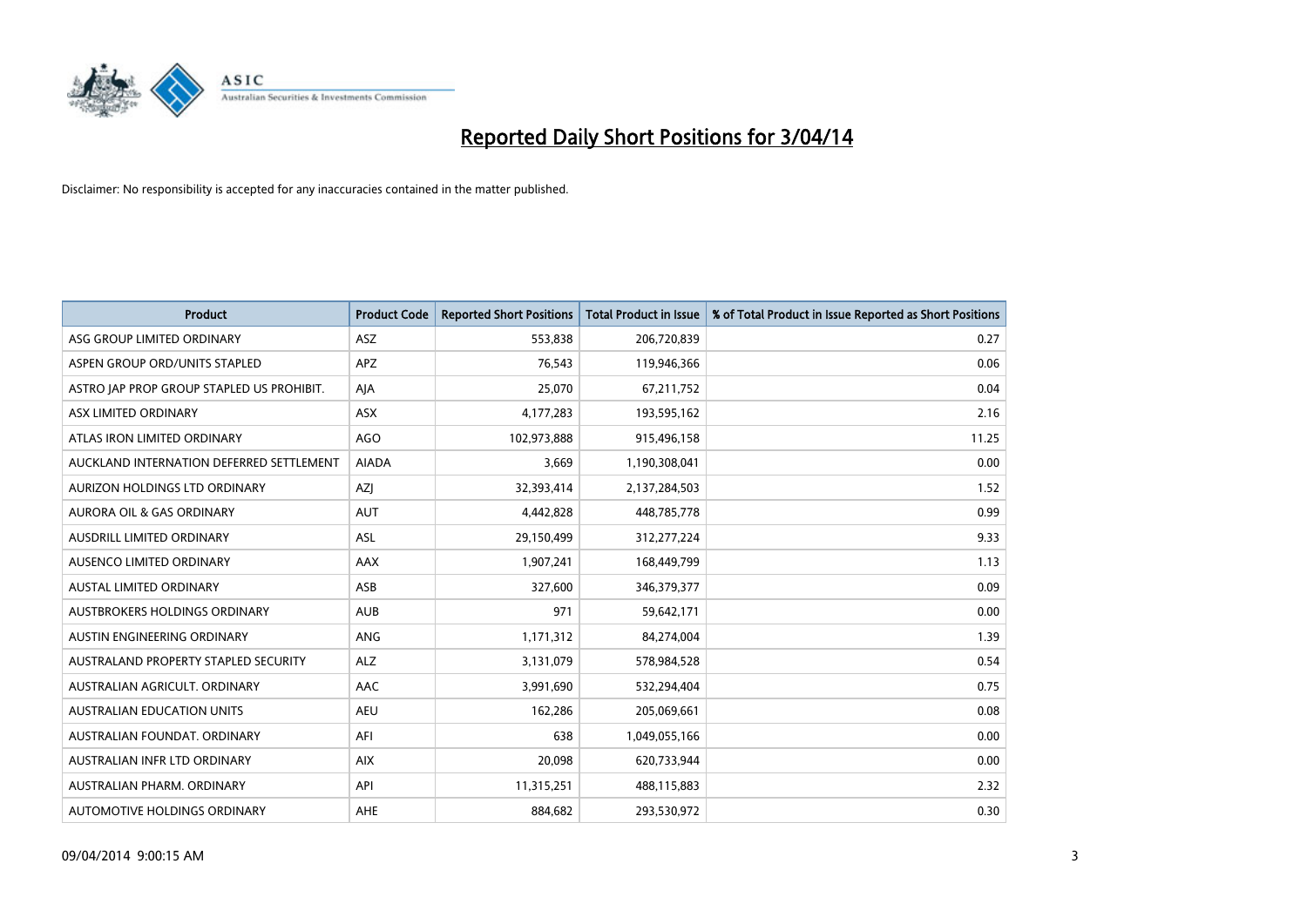# Reported Daily Short Positions for 3/04/14

Disclaimer: No responsibility is accepted for any inaccuracies contained in the matter published.

| Product | Product Code | Reported Short Positions | Total Product in Issue | % of Total Product in Issue Reported as Short Positions |
|---|---|---|---|---|
| ASG GROUP LIMITED ORDINARY | ASZ | 553,838 | 206,720,839 | 0.27 |
| ASPEN GROUP ORD/UNITS STAPLED | APZ | 76,543 | 119,946,366 | 0.06 |
| ASTRO JAP PROP GROUP STAPLED US PROHIBIT. | AJA | 25,070 | 67,211,752 | 0.04 |
| ASX LIMITED ORDINARY | ASX | 4,177,283 | 193,595,162 | 2.16 |
| ATLAS IRON LIMITED ORDINARY | AGO | 102,973,888 | 915,496,158 | 11.25 |
| AUCKLAND INTERNATION DEFERRED SETTLEMENT | AIADA | 3,669 | 1,190,308,041 | 0.00 |
| AURIZON HOLDINGS LTD ORDINARY | AZJ | 32,393,414 | 2,137,284,503 | 1.52 |
| AURORA OIL & GAS ORDINARY | AUT | 4,442,828 | 448,785,778 | 0.99 |
| AUSDRILL LIMITED ORDINARY | ASL | 29,150,499 | 312,277,224 | 9.33 |
| AUSENCO LIMITED ORDINARY | AAX | 1,907,241 | 168,449,799 | 1.13 |
| AUSTAL LIMITED ORDINARY | ASB | 327,600 | 346,379,377 | 0.09 |
| AUSTBROKERS HOLDINGS ORDINARY | AUB | 971 | 59,642,171 | 0.00 |
| AUSTIN ENGINEERING ORDINARY | ANG | 1,171,312 | 84,274,004 | 1.39 |
| AUSTRALAND PROPERTY STAPLED SECURITY | ALZ | 3,131,079 | 578,984,528 | 0.54 |
| AUSTRALIAN AGRICULT. ORDINARY | AAC | 3,991,690 | 532,294,404 | 0.75 |
| AUSTRALIAN EDUCATION UNITS | AEU | 162,286 | 205,069,661 | 0.08 |
| AUSTRALIAN FOUNDAT. ORDINARY | AFI | 638 | 1,049,055,166 | 0.00 |
| AUSTRALIAN INFR LTD ORDINARY | AIX | 20,098 | 620,733,944 | 0.00 |
| AUSTRALIAN PHARM. ORDINARY | API | 11,315,251 | 488,115,883 | 2.32 |
| AUTOMOTIVE HOLDINGS ORDINARY | AHE | 884,682 | 293,530,972 | 0.30 |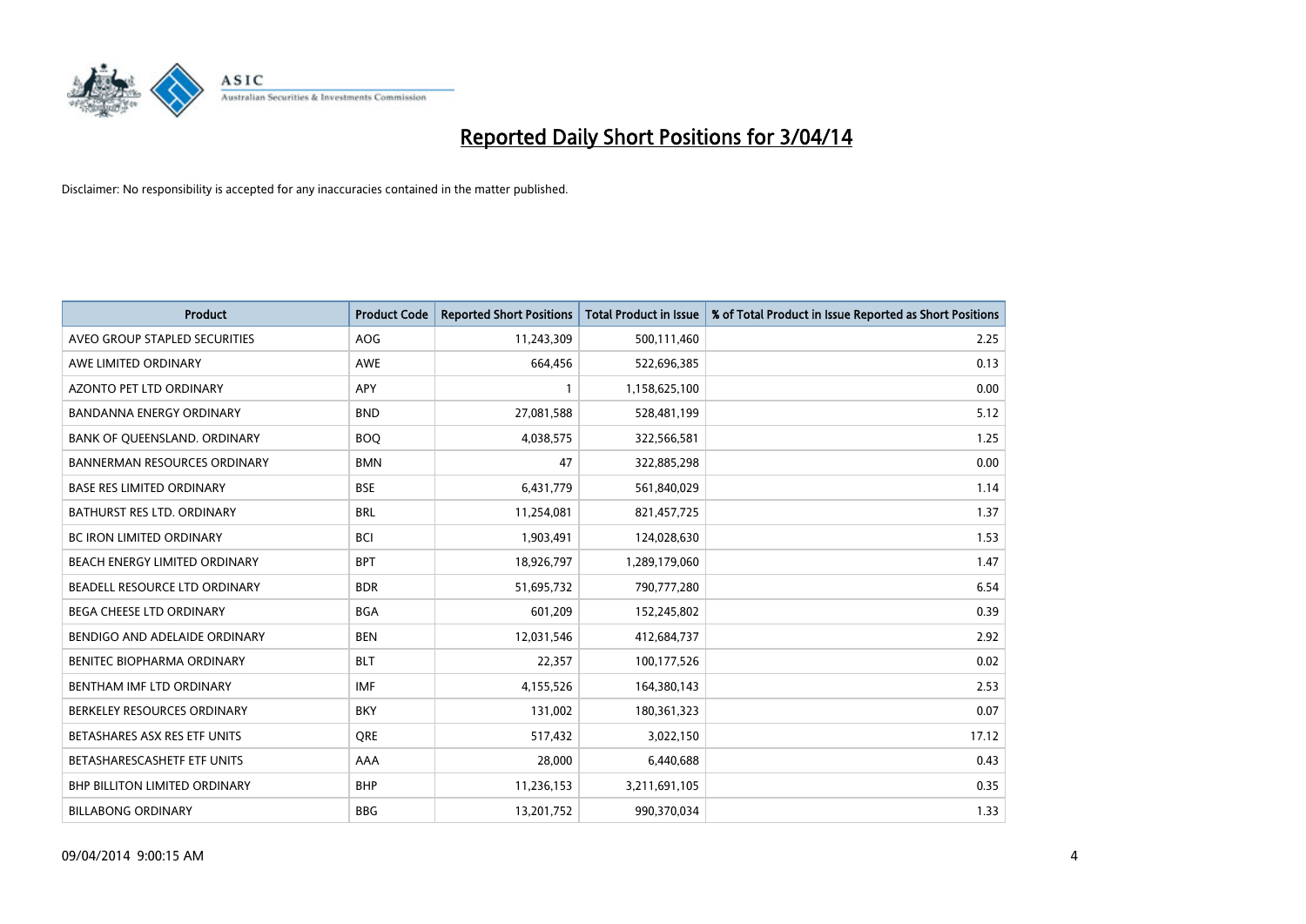# Reported Daily Short Positions for 3/04/14

Disclaimer: No responsibility is accepted for any inaccuracies contained in the matter published.

| Product | Product Code | Reported Short Positions | Total Product in Issue | % of Total Product in Issue Reported as Short Positions |
|---|---|---|---|---|
| AVEO GROUP STAPLED SECURITIES | AOG | 11,243,309 | 500,111,460 | 2.25 |
| AWE LIMITED ORDINARY | AWE | 664,456 | 522,696,385 | 0.13 |
| AZONTO PET LTD ORDINARY | APY | 1 | 1,158,625,100 | 0.00 |
| BANDANNA ENERGY ORDINARY | BND | 27,081,588 | 528,481,199 | 5.12 |
| BANK OF QUEENSLAND. ORDINARY | BOQ | 4,038,575 | 322,566,581 | 1.25 |
| BANNERMAN RESOURCES ORDINARY | BMN | 47 | 322,885,298 | 0.00 |
| BASE RES LIMITED ORDINARY | BSE | 6,431,779 | 561,840,029 | 1.14 |
| BATHURST RES LTD. ORDINARY | BRL | 11,254,081 | 821,457,725 | 1.37 |
| BC IRON LIMITED ORDINARY | BCI | 1,903,491 | 124,028,630 | 1.53 |
| BEACH ENERGY LIMITED ORDINARY | BPT | 18,926,797 | 1,289,179,060 | 1.47 |
| BEADELL RESOURCE LTD ORDINARY | BDR | 51,695,732 | 790,777,280 | 6.54 |
| BEGA CHEESE LTD ORDINARY | BGA | 601,209 | 152,245,802 | 0.39 |
| BENDIGO AND ADELAIDE ORDINARY | BEN | 12,031,546 | 412,684,737 | 2.92 |
| BENITEC BIOPHARMA ORDINARY | BLT | 22,357 | 100,177,526 | 0.02 |
| BENTHAM IMF LTD ORDINARY | IMF | 4,155,526 | 164,380,143 | 2.53 |
| BERKELEY RESOURCES ORDINARY | BKY | 131,002 | 180,361,323 | 0.07 |
| BETASHARES ASX RES ETF UNITS | QRE | 517,432 | 3,022,150 | 17.12 |
| BETASHARESCASHETF ETF UNITS | AAA | 28,000 | 6,440,688 | 0.43 |
| BHP BILLITON LIMITED ORDINARY | BHP | 11,236,153 | 3,211,691,105 | 0.35 |
| BILLABONG ORDINARY | BBG | 13,201,752 | 990,370,034 | 1.33 |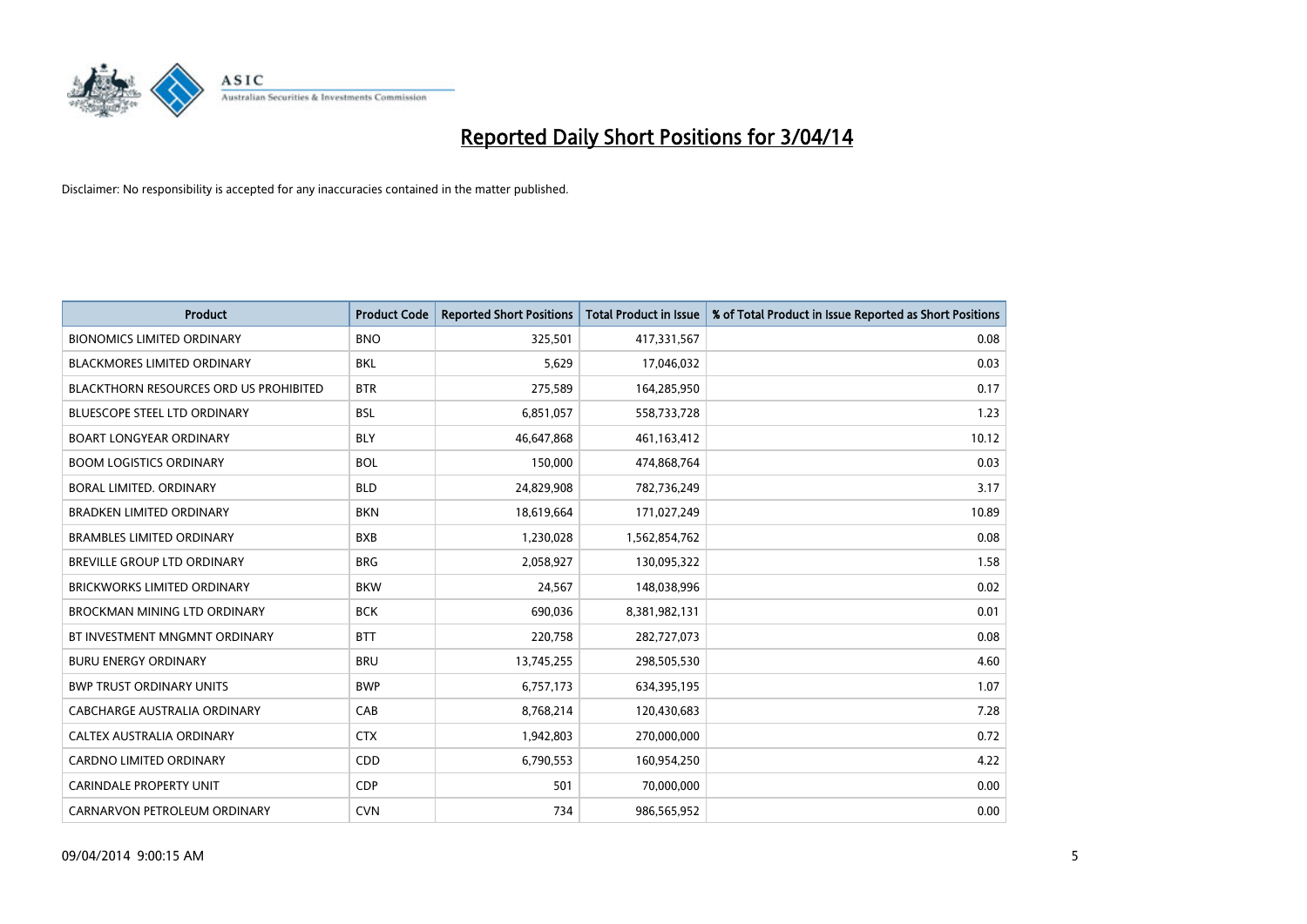# Reported Daily Short Positions for 3/04/14

Disclaimer: No responsibility is accepted for any inaccuracies contained in the matter published.

| Product | Product Code | Reported Short Positions | Total Product in Issue | % of Total Product in Issue Reported as Short Positions |
|---|---|---|---|---|
| BIONOMICS LIMITED ORDINARY | BNO | 325,501 | 417,331,567 | 0.08 |
| BLACKMORES LIMITED ORDINARY | BKL | 5,629 | 17,046,032 | 0.03 |
| BLACKTHORN RESOURCES ORD US PROHIBITED | BTR | 275,589 | 164,285,950 | 0.17 |
| BLUESCOPE STEEL LTD ORDINARY | BSL | 6,851,057 | 558,733,728 | 1.23 |
| BOART LONGYEAR ORDINARY | BLY | 46,647,868 | 461,163,412 | 10.12 |
| BOOM LOGISTICS ORDINARY | BOL | 150,000 | 474,868,764 | 0.03 |
| BORAL LIMITED. ORDINARY | BLD | 24,829,908 | 782,736,249 | 3.17 |
| BRADKEN LIMITED ORDINARY | BKN | 18,619,664 | 171,027,249 | 10.89 |
| BRAMBLES LIMITED ORDINARY | BXB | 1,230,028 | 1,562,854,762 | 0.08 |
| BREVILLE GROUP LTD ORDINARY | BRG | 2,058,927 | 130,095,322 | 1.58 |
| BRICKWORKS LIMITED ORDINARY | BKW | 24,567 | 148,038,996 | 0.02 |
| BROCKMAN MINING LTD ORDINARY | BCK | 690,036 | 8,381,982,131 | 0.01 |
| BT INVESTMENT MNGMNT ORDINARY | BTT | 220,758 | 282,727,073 | 0.08 |
| BURU ENERGY ORDINARY | BRU | 13,745,255 | 298,505,530 | 4.60 |
| BWP TRUST ORDINARY UNITS | BWP | 6,757,173 | 634,395,195 | 1.07 |
| CABCHARGE AUSTRALIA ORDINARY | CAB | 8,768,214 | 120,430,683 | 7.28 |
| CALTEX AUSTRALIA ORDINARY | CTX | 1,942,803 | 270,000,000 | 0.72 |
| CARDNO LIMITED ORDINARY | CDD | 6,790,553 | 160,954,250 | 4.22 |
| CARINDALE PROPERTY UNIT | CDP | 501 | 70,000,000 | 0.00 |
| CARNARVON PETROLEUM ORDINARY | CVN | 734 | 986,565,952 | 0.00 |

09/04/2014 9:00:15 AM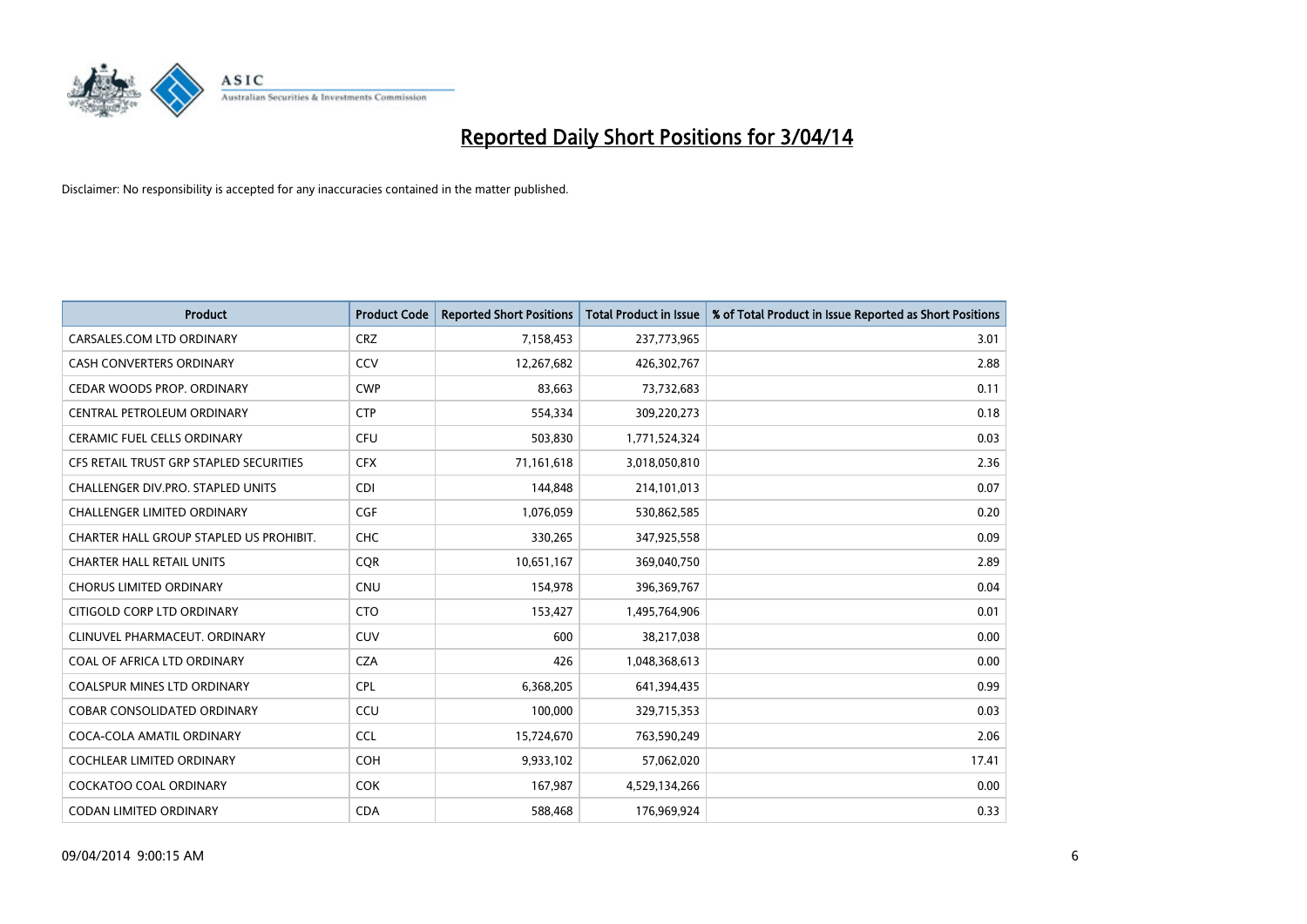# Reported Daily Short Positions for 3/04/14

Disclaimer: No responsibility is accepted for any inaccuracies contained in the matter published.

| Product | Product Code | Reported Short Positions | Total Product in Issue | % of Total Product in Issue Reported as Short Positions |
|---|---|---|---|---|
| CARSALES.COM LTD ORDINARY | CRZ | 7,158,453 | 237,773,965 | 3.01 |
| CASH CONVERTERS ORDINARY | CCV | 12,267,682 | 426,302,767 | 2.88 |
| CEDAR WOODS PROP. ORDINARY | CWP | 83,663 | 73,732,683 | 0.11 |
| CENTRAL PETROLEUM ORDINARY | CTP | 554,334 | 309,220,273 | 0.18 |
| CERAMIC FUEL CELLS ORDINARY | CFU | 503,830 | 1,771,524,324 | 0.03 |
| CFS RETAIL TRUST GRP STAPLED SECURITIES | CFX | 71,161,618 | 3,018,050,810 | 2.36 |
| CHALLENGER DIV.PRO. STAPLED UNITS | CDI | 144,848 | 214,101,013 | 0.07 |
| CHALLENGER LIMITED ORDINARY | CGF | 1,076,059 | 530,862,585 | 0.20 |
| CHARTER HALL GROUP STAPLED US PROHIBIT. | CHC | 330,265 | 347,925,558 | 0.09 |
| CHARTER HALL RETAIL UNITS | CQR | 10,651,167 | 369,040,750 | 2.89 |
| CHORUS LIMITED ORDINARY | CNU | 154,978 | 396,369,767 | 0.04 |
| CITIGOLD CORP LTD ORDINARY | CTO | 153,427 | 1,495,764,906 | 0.01 |
| CLINUVEL PHARMACEUT. ORDINARY | CUV | 600 | 38,217,038 | 0.00 |
| COAL OF AFRICA LTD ORDINARY | CZA | 426 | 1,048,368,613 | 0.00 |
| COALSPUR MINES LTD ORDINARY | CPL | 6,368,205 | 641,394,435 | 0.99 |
| COBAR CONSOLIDATED ORDINARY | CCU | 100,000 | 329,715,353 | 0.03 |
| COCA-COLA AMATIL ORDINARY | CCL | 15,724,670 | 763,590,249 | 2.06 |
| COCHLEAR LIMITED ORDINARY | COH | 9,933,102 | 57,062,020 | 17.41 |
| COCKATOO COAL ORDINARY | COK | 167,987 | 4,529,134,266 | 0.00 |
| CODAN LIMITED ORDINARY | CDA | 588,468 | 176,969,924 | 0.33 |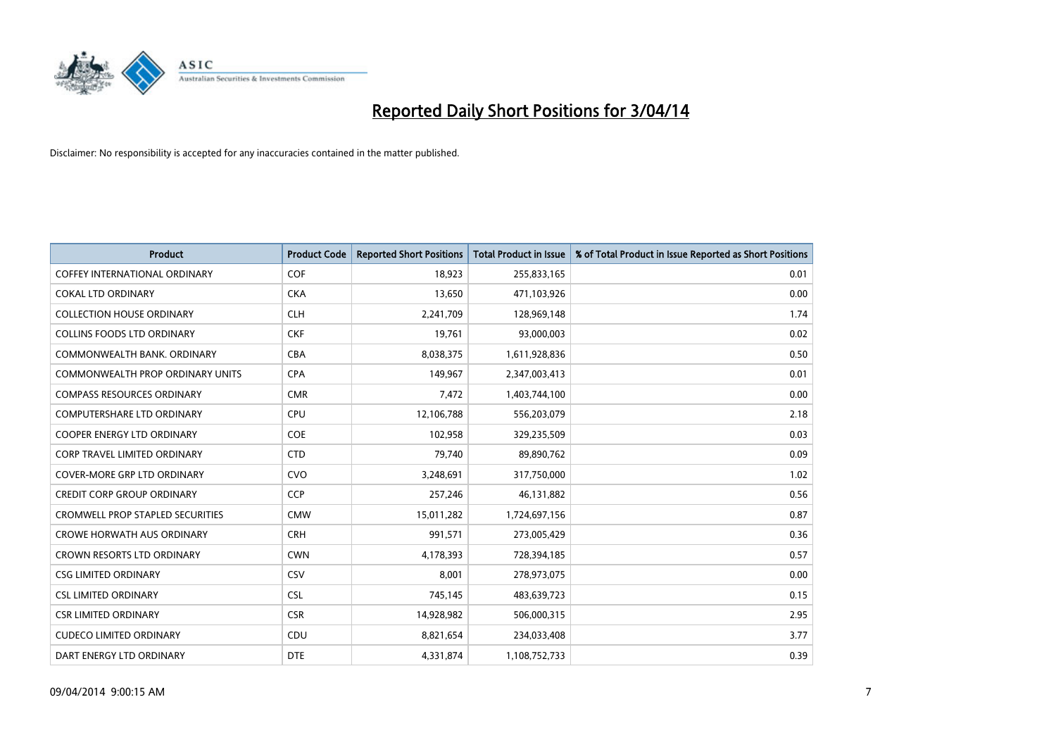# Reported Daily Short Positions for 3/04/14

Disclaimer: No responsibility is accepted for any inaccuracies contained in the matter published.

| Product | Product Code | Reported Short Positions | Total Product in Issue | % of Total Product in Issue Reported as Short Positions |
|---|---|---|---|---|
| COFFEY INTERNATIONAL ORDINARY | COF | 18,923 | 255,833,165 | 0.01 |
| COKAL LTD ORDINARY | CKA | 13,650 | 471,103,926 | 0.00 |
| COLLECTION HOUSE ORDINARY | CLH | 2,241,709 | 128,969,148 | 1.74 |
| COLLINS FOODS LTD ORDINARY | CKF | 19,761 | 93,000,003 | 0.02 |
| COMMONWEALTH BANK. ORDINARY | CBA | 8,038,375 | 1,611,928,836 | 0.50 |
| COMMONWEALTH PROP ORDINARY UNITS | CPA | 149,967 | 2,347,003,413 | 0.01 |
| COMPASS RESOURCES ORDINARY | CMR | 7,472 | 1,403,744,100 | 0.00 |
| COMPUTERSHARE LTD ORDINARY | CPU | 12,106,788 | 556,203,079 | 2.18 |
| COOPER ENERGY LTD ORDINARY | COE | 102,958 | 329,235,509 | 0.03 |
| CORP TRAVEL LIMITED ORDINARY | CTD | 79,740 | 89,890,762 | 0.09 |
| COVER-MORE GRP LTD ORDINARY | CVO | 3,248,691 | 317,750,000 | 1.02 |
| CREDIT CORP GROUP ORDINARY | CCP | 257,246 | 46,131,882 | 0.56 |
| CROMWELL PROP STAPLED SECURITIES | CMW | 15,011,282 | 1,724,697,156 | 0.87 |
| CROWE HORWATH AUS ORDINARY | CRH | 991,571 | 273,005,429 | 0.36 |
| CROWN RESORTS LTD ORDINARY | CWN | 4,178,393 | 728,394,185 | 0.57 |
| CSG LIMITED ORDINARY | CSV | 8,001 | 278,973,075 | 0.00 |
| CSL LIMITED ORDINARY | CSL | 745,145 | 483,639,723 | 0.15 |
| CSR LIMITED ORDINARY | CSR | 14,928,982 | 506,000,315 | 2.95 |
| CUDECO LIMITED ORDINARY | CDU | 8,821,654 | 234,033,408 | 3.77 |
| DART ENERGY LTD ORDINARY | DTE | 4,331,874 | 1,108,752,733 | 0.39 |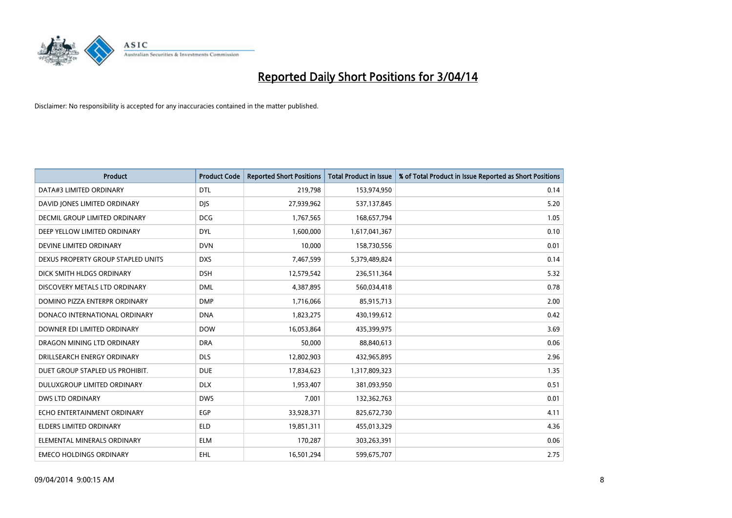# Reported Daily Short Positions for 3/04/14

Disclaimer: No responsibility is accepted for any inaccuracies contained in the matter published.

| Product | Product Code | Reported Short Positions | Total Product in Issue | % of Total Product in Issue Reported as Short Positions |
|---|---|---|---|---|
| DATA#3 LIMITED ORDINARY | DTL | 219,798 | 153,974,950 | 0.14 |
| DAVID JONES LIMITED ORDINARY | DJS | 27,939,962 | 537,137,845 | 5.20 |
| DECMIL GROUP LIMITED ORDINARY | DCG | 1,767,565 | 168,657,794 | 1.05 |
| DEEP YELLOW LIMITED ORDINARY | DYL | 1,600,000 | 1,617,041,367 | 0.10 |
| DEVINE LIMITED ORDINARY | DVN | 10,000 | 158,730,556 | 0.01 |
| DEXUS PROPERTY GROUP STAPLED UNITS | DXS | 7,467,599 | 5,379,489,824 | 0.14 |
| DICK SMITH HLDGS ORDINARY | DSH | 12,579,542 | 236,511,364 | 5.32 |
| DISCOVERY METALS LTD ORDINARY | DML | 4,387,895 | 560,034,418 | 0.78 |
| DOMINO PIZZA ENTERPR ORDINARY | DMP | 1,716,066 | 85,915,713 | 2.00 |
| DONACO INTERNATIONAL ORDINARY | DNA | 1,823,275 | 430,199,612 | 0.42 |
| DOWNER EDI LIMITED ORDINARY | DOW | 16,053,864 | 435,399,975 | 3.69 |
| DRAGON MINING LTD ORDINARY | DRA | 50,000 | 88,840,613 | 0.06 |
| DRILLSEARCH ENERGY ORDINARY | DLS | 12,802,903 | 432,965,895 | 2.96 |
| DUET GROUP STAPLED US PROHIBIT. | DUE | 17,834,623 | 1,317,809,323 | 1.35 |
| DULUXGROUP LIMITED ORDINARY | DLX | 1,953,407 | 381,093,950 | 0.51 |
| DWS LTD ORDINARY | DWS | 7,001 | 132,362,763 | 0.01 |
| ECHO ENTERTAINMENT ORDINARY | EGP | 33,928,371 | 825,672,730 | 4.11 |
| ELDERS LIMITED ORDINARY | ELD | 19,851,311 | 455,013,329 | 4.36 |
| ELEMENTAL MINERALS ORDINARY | ELM | 170,287 | 303,263,391 | 0.06 |
| EMECO HOLDINGS ORDINARY | EHL | 16,501,294 | 599,675,707 | 2.75 |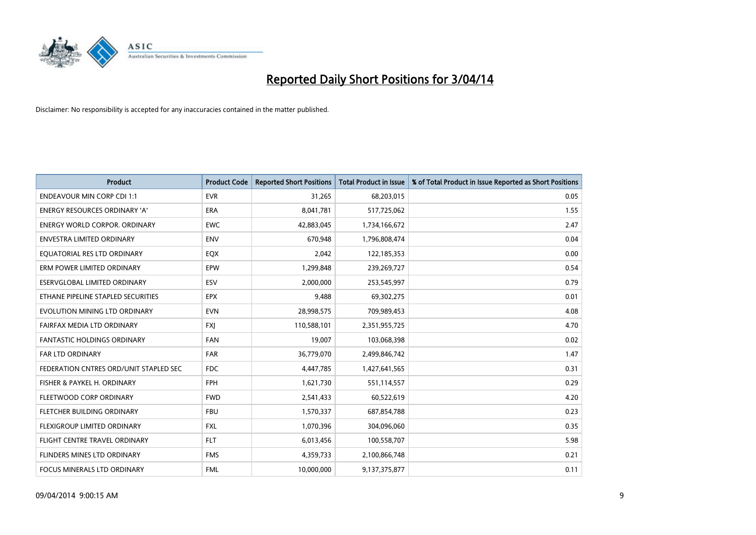# Reported Daily Short Positions for 3/04/14

Disclaimer: No responsibility is accepted for any inaccuracies contained in the matter published.

| Product | Product Code | Reported Short Positions | Total Product in Issue | % of Total Product in Issue Reported as Short Positions |
|---|---|---|---|---|
| ENDEAVOUR MIN CORP CDI 1:1 | EVR | 31,265 | 68,203,015 | 0.05 |
| ENERGY RESOURCES ORDINARY 'A' | ERA | 8,041,781 | 517,725,062 | 1.55 |
| ENERGY WORLD CORPOR. ORDINARY | EWC | 42,883,045 | 1,734,166,672 | 2.47 |
| ENVESTRA LIMITED ORDINARY | ENV | 670,948 | 1,796,808,474 | 0.04 |
| EQUATORIAL RES LTD ORDINARY | EQX | 2,042 | 122,185,353 | 0.00 |
| ERM POWER LIMITED ORDINARY | EPW | 1,299,848 | 239,269,727 | 0.54 |
| ESERVGLOBAL LIMITED ORDINARY | ESV | 2,000,000 | 253,545,997 | 0.79 |
| ETHANE PIPELINE STAPLED SECURITIES | EPX | 9,488 | 69,302,275 | 0.01 |
| EVOLUTION MINING LTD ORDINARY | EVN | 28,998,575 | 709,989,453 | 4.08 |
| FAIRFAX MEDIA LTD ORDINARY | FXJ | 110,588,101 | 2,351,955,725 | 4.70 |
| FANTASTIC HOLDINGS ORDINARY | FAN | 19,007 | 103,068,398 | 0.02 |
| FAR LTD ORDINARY | FAR | 36,779,070 | 2,499,846,742 | 1.47 |
| FEDERATION CNTRES ORD/UNIT STAPLED SEC | FDC | 4,447,785 | 1,427,641,565 | 0.31 |
| FISHER & PAYKEL H. ORDINARY | FPH | 1,621,730 | 551,114,557 | 0.29 |
| FLEETWOOD CORP ORDINARY | FWD | 2,541,433 | 60,522,619 | 4.20 |
| FLETCHER BUILDING ORDINARY | FBU | 1,570,337 | 687,854,788 | 0.23 |
| FLEXIGROUP LIMITED ORDINARY | FXL | 1,070,396 | 304,096,060 | 0.35 |
| FLIGHT CENTRE TRAVEL ORDINARY | FLT | 6,013,456 | 100,558,707 | 5.98 |
| FLINDERS MINES LTD ORDINARY | FMS | 4,359,733 | 2,100,866,748 | 0.21 |
| FOCUS MINERALS LTD ORDINARY | FML | 10,000,000 | 9,137,375,877 | 0.11 |

09/04/2014 9:00:15 AM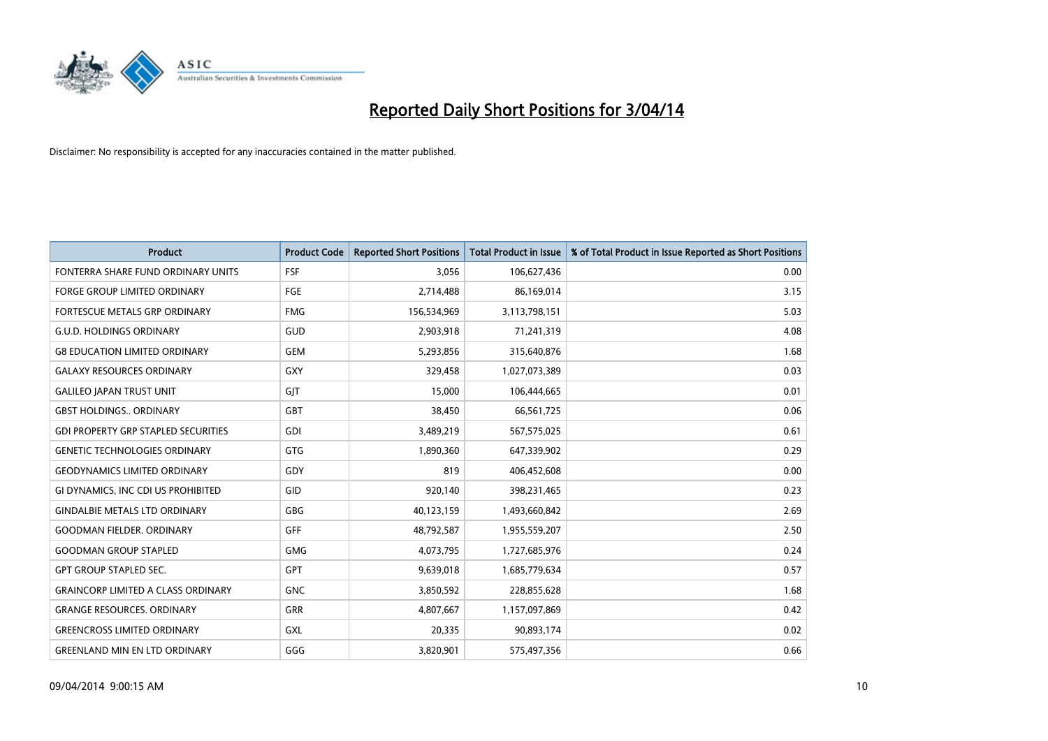# Reported Daily Short Positions for 3/04/14

Disclaimer: No responsibility is accepted for any inaccuracies contained in the matter published.

| Product | Product Code | Reported Short Positions | Total Product in Issue | % of Total Product in Issue Reported as Short Positions |
|---|---|---|---|---|
| FONTERRA SHARE FUND ORDINARY UNITS | FSF | 3,056 | 106,627,436 | 0.00 |
| FORGE GROUP LIMITED ORDINARY | FGE | 2,714,488 | 86,169,014 | 3.15 |
| FORTESCUE METALS GRP ORDINARY | FMG | 156,534,969 | 3,113,798,151 | 5.03 |
| G.U.D. HOLDINGS ORDINARY | GUD | 2,903,918 | 71,241,319 | 4.08 |
| G8 EDUCATION LIMITED ORDINARY | GEM | 5,293,856 | 315,640,876 | 1.68 |
| GALAXY RESOURCES ORDINARY | GXY | 329,458 | 1,027,073,389 | 0.03 |
| GALILEO JAPAN TRUST UNIT | GJT | 15,000 | 106,444,665 | 0.01 |
| GBST HOLDINGS.. ORDINARY | GBT | 38,450 | 66,561,725 | 0.06 |
| GDI PROPERTY GRP STAPLED SECURITIES | GDI | 3,489,219 | 567,575,025 | 0.61 |
| GENETIC TECHNOLOGIES ORDINARY | GTG | 1,890,360 | 647,339,902 | 0.29 |
| GEODYNAMICS LIMITED ORDINARY | GDY | 819 | 406,452,608 | 0.00 |
| GI DYNAMICS, INC CDI US PROHIBITED | GID | 920,140 | 398,231,465 | 0.23 |
| GINDALBIE METALS LTD ORDINARY | GBG | 40,123,159 | 1,493,660,842 | 2.69 |
| GOODMAN FIELDER. ORDINARY | GFF | 48,792,587 | 1,955,559,207 | 2.50 |
| GOODMAN GROUP STAPLED | GMG | 4,073,795 | 1,727,685,976 | 0.24 |
| GPT GROUP STAPLED SEC. | GPT | 9,639,018 | 1,685,779,634 | 0.57 |
| GRAINCORP LIMITED A CLASS ORDINARY | GNC | 3,850,592 | 228,855,628 | 1.68 |
| GRANGE RESOURCES. ORDINARY | GRR | 4,807,667 | 1,157,097,869 | 0.42 |
| GREENCROSS LIMITED ORDINARY | GXL | 20,335 | 90,893,174 | 0.02 |
| GREENLAND MIN EN LTD ORDINARY | GGG | 3,820,901 | 575,497,356 | 0.66 |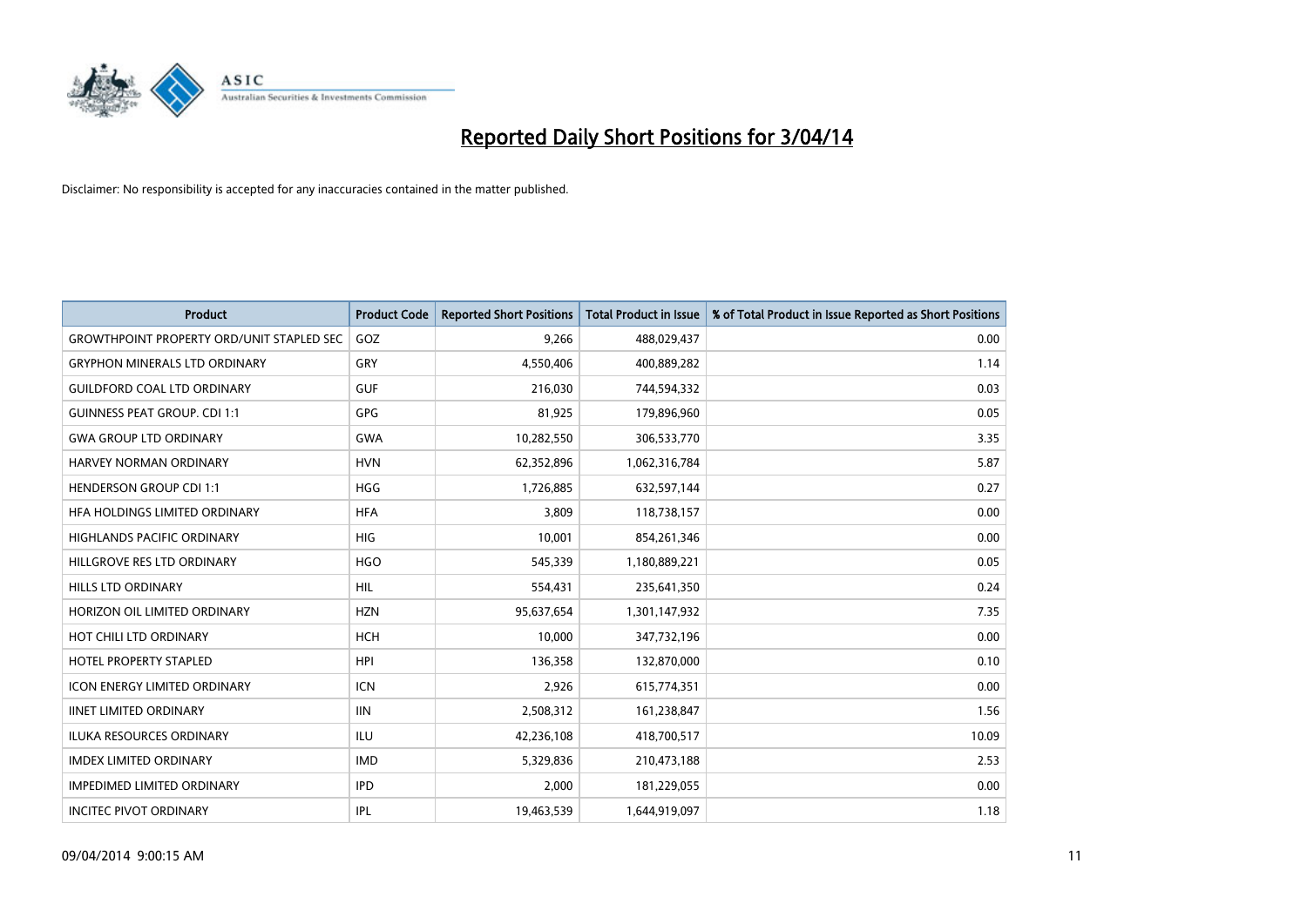# Reported Daily Short Positions for 3/04/14

Disclaimer: No responsibility is accepted for any inaccuracies contained in the matter published.

| Product | Product Code | Reported Short Positions | Total Product in Issue | % of Total Product in Issue Reported as Short Positions |
|---|---|---|---|---|
| GROWTHPOINT PROPERTY ORD/UNIT STAPLED SEC | GOZ | 9,266 | 488,029,437 | 0.00 |
| GRYPHON MINERALS LTD ORDINARY | GRY | 4,550,406 | 400,889,282 | 1.14 |
| GUILDFORD COAL LTD ORDINARY | GUF | 216,030 | 744,594,332 | 0.03 |
| GUINNESS PEAT GROUP. CDI 1:1 | GPG | 81,925 | 179,896,960 | 0.05 |
| GWA GROUP LTD ORDINARY | GWA | 10,282,550 | 306,533,770 | 3.35 |
| HARVEY NORMAN ORDINARY | HVN | 62,352,896 | 1,062,316,784 | 5.87 |
| HENDERSON GROUP CDI 1:1 | HGG | 1,726,885 | 632,597,144 | 0.27 |
| HFA HOLDINGS LIMITED ORDINARY | HFA | 3,809 | 118,738,157 | 0.00 |
| HIGHLANDS PACIFIC ORDINARY | HIG | 10,001 | 854,261,346 | 0.00 |
| HILLGROVE RES LTD ORDINARY | HGO | 545,339 | 1,180,889,221 | 0.05 |
| HILLS LTD ORDINARY | HIL | 554,431 | 235,641,350 | 0.24 |
| HORIZON OIL LIMITED ORDINARY | HZN | 95,637,654 | 1,301,147,932 | 7.35 |
| HOT CHILI LTD ORDINARY | HCH | 10,000 | 347,732,196 | 0.00 |
| HOTEL PROPERTY STAPLED | HPI | 136,358 | 132,870,000 | 0.10 |
| ICON ENERGY LIMITED ORDINARY | ICN | 2,926 | 615,774,351 | 0.00 |
| IINET LIMITED ORDINARY | IIN | 2,508,312 | 161,238,847 | 1.56 |
| ILUKA RESOURCES ORDINARY | ILU | 42,236,108 | 418,700,517 | 10.09 |
| IMDEX LIMITED ORDINARY | IMD | 5,329,836 | 210,473,188 | 2.53 |
| IMPEDIMED LIMITED ORDINARY | IPD | 2,000 | 181,229,055 | 0.00 |
| INCITEC PIVOT ORDINARY | IPL | 19,463,539 | 1,644,919,097 | 1.18 |

09/04/2014 9:00:15 AM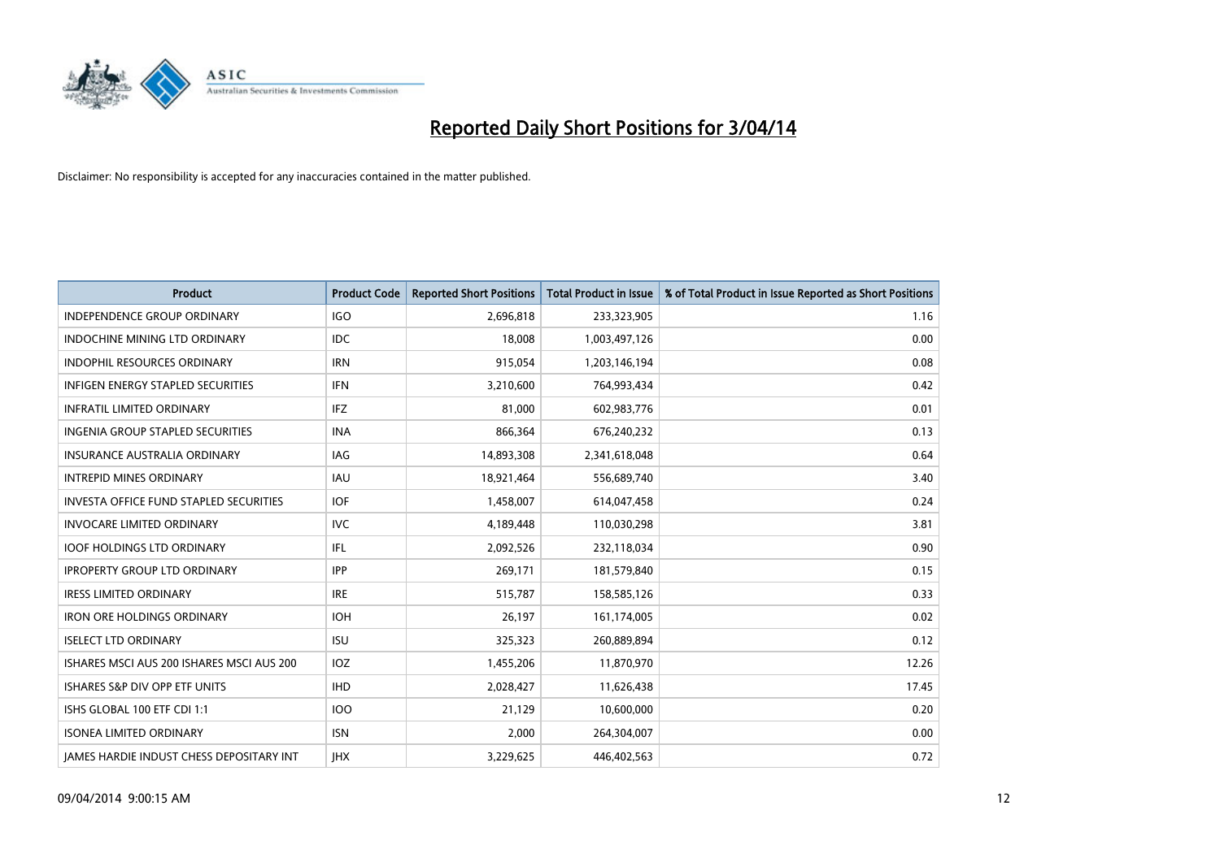# Reported Daily Short Positions for 3/04/14

Disclaimer: No responsibility is accepted for any inaccuracies contained in the matter published.

| Product | Product Code | Reported Short Positions | Total Product in Issue | % of Total Product in Issue Reported as Short Positions |
|---|---|---|---|---|
| INDEPENDENCE GROUP ORDINARY | IGO | 2,696,818 | 233,323,905 | 1.16 |
| INDOCHINE MINING LTD ORDINARY | IDC | 18,008 | 1,003,497,126 | 0.00 |
| INDOPHIL RESOURCES ORDINARY | IRN | 915,054 | 1,203,146,194 | 0.08 |
| INFIGEN ENERGY STAPLED SECURITIES | IFN | 3,210,600 | 764,993,434 | 0.42 |
| INFRATIL LIMITED ORDINARY | IFZ | 81,000 | 602,983,776 | 0.01 |
| INGENIA GROUP STAPLED SECURITIES | INA | 866,364 | 676,240,232 | 0.13 |
| INSURANCE AUSTRALIA ORDINARY | IAG | 14,893,308 | 2,341,618,048 | 0.64 |
| INTREPID MINES ORDINARY | IAU | 18,921,464 | 556,689,740 | 3.40 |
| INVESTA OFFICE FUND STAPLED SECURITIES | IOF | 1,458,007 | 614,047,458 | 0.24 |
| INVOCARE LIMITED ORDINARY | IVC | 4,189,448 | 110,030,298 | 3.81 |
| IOOF HOLDINGS LTD ORDINARY | IFL | 2,092,526 | 232,118,034 | 0.90 |
| IPROPERTY GROUP LTD ORDINARY | IPP | 269,171 | 181,579,840 | 0.15 |
| IRESS LIMITED ORDINARY | IRE | 515,787 | 158,585,126 | 0.33 |
| IRON ORE HOLDINGS ORDINARY | IOH | 26,197 | 161,174,005 | 0.02 |
| ISELECT LTD ORDINARY | ISU | 325,323 | 260,889,894 | 0.12 |
| ISHARES MSCI AUS 200 ISHARES MSCI AUS 200 | IOZ | 1,455,206 | 11,870,970 | 12.26 |
| ISHARES S&P DIV OPP ETF UNITS | IHD | 2,028,427 | 11,626,438 | 17.45 |
| ISHS GLOBAL 100 ETF CDI 1:1 | IOO | 21,129 | 10,600,000 | 0.20 |
| ISONEA LIMITED ORDINARY | ISN | 2,000 | 264,304,007 | 0.00 |
| JAMES HARDIE INDUST CHESS DEPOSITARY INT | JHX | 3,229,625 | 446,402,563 | 0.72 |

09/04/2014 9:00:15 AM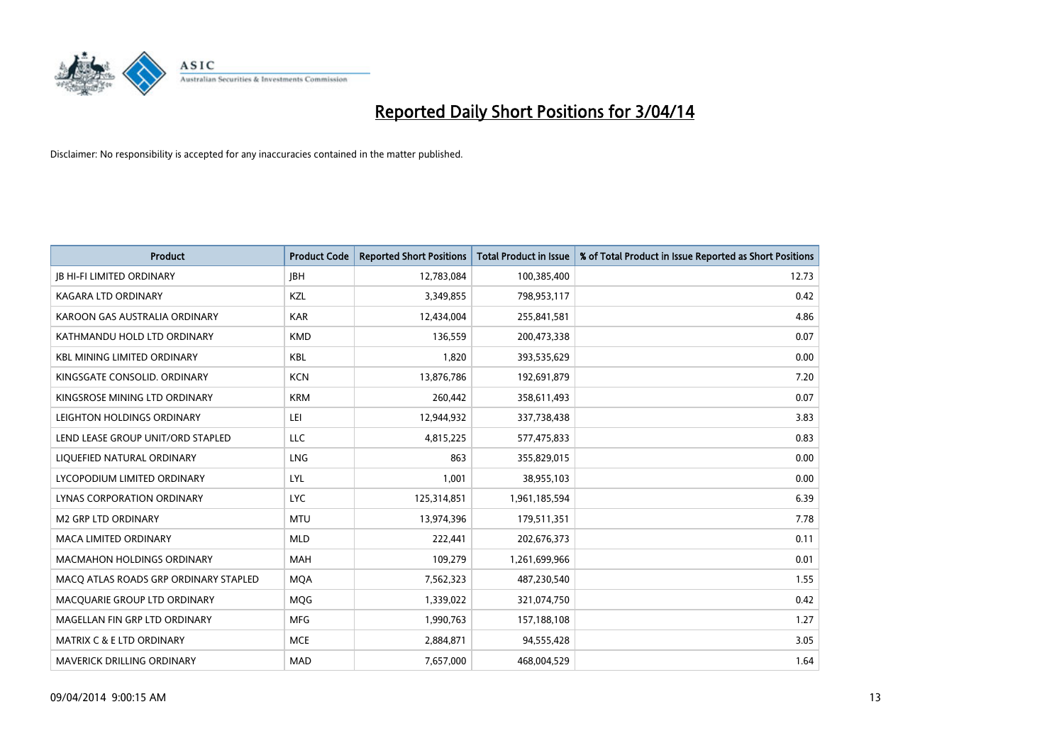# Reported Daily Short Positions for 3/04/14

Disclaimer: No responsibility is accepted for any inaccuracies contained in the matter published.

| Product | Product Code | Reported Short Positions | Total Product in Issue | % of Total Product in Issue Reported as Short Positions |
|---|---|---|---|---|
| JB HI-FI LIMITED ORDINARY | JBH | 12,783,084 | 100,385,400 | 12.73 |
| KAGARA LTD ORDINARY | KZL | 3,349,855 | 798,953,117 | 0.42 |
| KAROON GAS AUSTRALIA ORDINARY | KAR | 12,434,004 | 255,841,581 | 4.86 |
| KATHMANDU HOLD LTD ORDINARY | KMD | 136,559 | 200,473,338 | 0.07 |
| KBL MINING LIMITED ORDINARY | KBL | 1,820 | 393,535,629 | 0.00 |
| KINGSGATE CONSOLID. ORDINARY | KCN | 13,876,786 | 192,691,879 | 7.20 |
| KINGSROSE MINING LTD ORDINARY | KRM | 260,442 | 358,611,493 | 0.07 |
| LEIGHTON HOLDINGS ORDINARY | LEI | 12,944,932 | 337,738,438 | 3.83 |
| LEND LEASE GROUP UNIT/ORD STAPLED | LLC | 4,815,225 | 577,475,833 | 0.83 |
| LIQUEFIED NATURAL ORDINARY | LNG | 863 | 355,829,015 | 0.00 |
| LYCOPODIUM LIMITED ORDINARY | LYL | 1,001 | 38,955,103 | 0.00 |
| LYNAS CORPORATION ORDINARY | LYC | 125,314,851 | 1,961,185,594 | 6.39 |
| M2 GRP LTD ORDINARY | MTU | 13,974,396 | 179,511,351 | 7.78 |
| MACA LIMITED ORDINARY | MLD | 222,441 | 202,676,373 | 0.11 |
| MACMAHON HOLDINGS ORDINARY | MAH | 109,279 | 1,261,699,966 | 0.01 |
| MACQ ATLAS ROADS GRP ORDINARY STAPLED | MQA | 7,562,323 | 487,230,540 | 1.55 |
| MACQUARIE GROUP LTD ORDINARY | MQG | 1,339,022 | 321,074,750 | 0.42 |
| MAGELLAN FIN GRP LTD ORDINARY | MFG | 1,990,763 | 157,188,108 | 1.27 |
| MATRIX C & E LTD ORDINARY | MCE | 2,884,871 | 94,555,428 | 3.05 |
| MAVERICK DRILLING ORDINARY | MAD | 7,657,000 | 468,004,529 | 1.64 |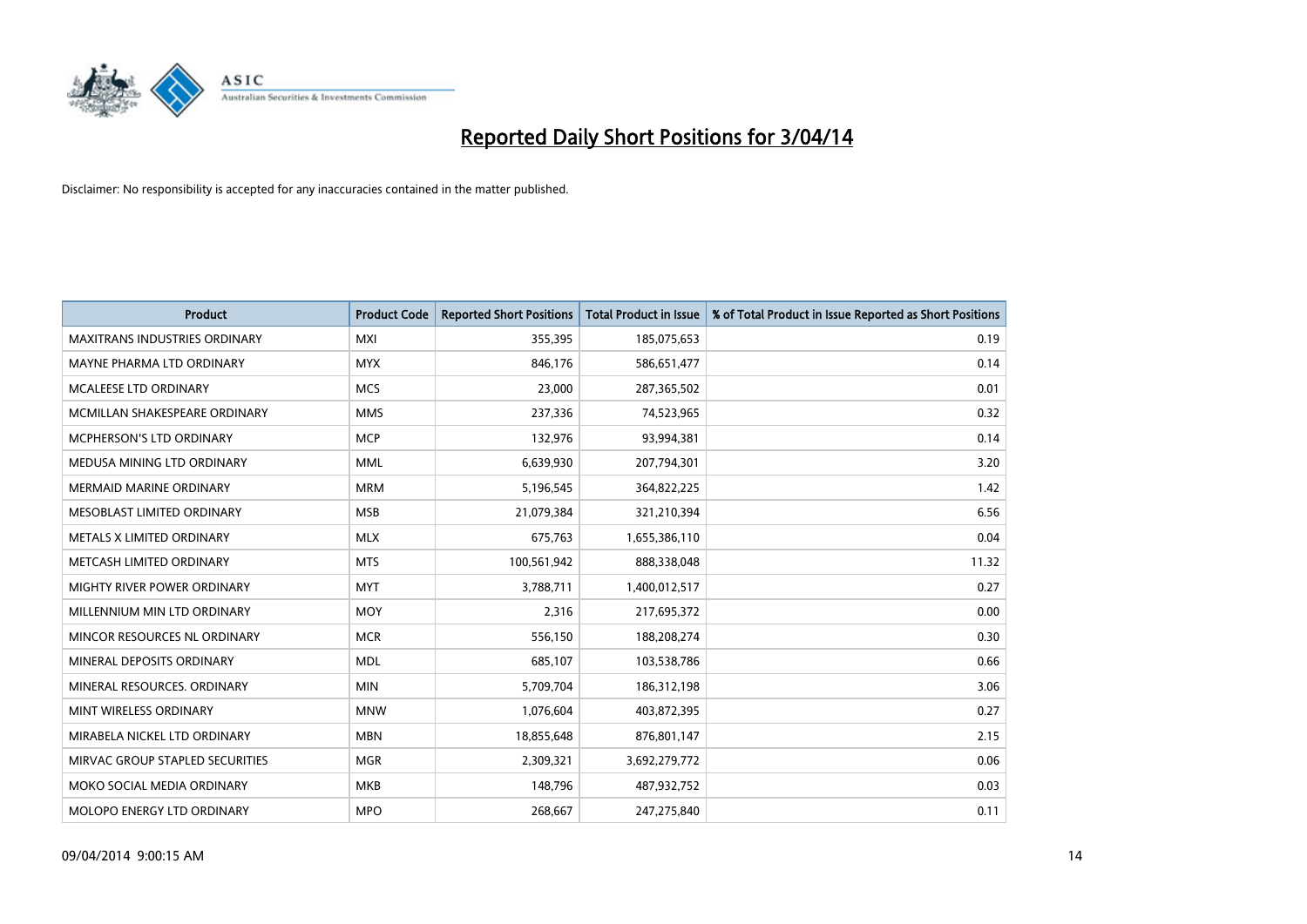# Reported Daily Short Positions for 3/04/14

Disclaimer: No responsibility is accepted for any inaccuracies contained in the matter published.

| Product | Product Code | Reported Short Positions | Total Product in Issue | % of Total Product in Issue Reported as Short Positions |
|---|---|---|---|---|
| MAXITRANS INDUSTRIES ORDINARY | MXI | 355,395 | 185,075,653 | 0.19 |
| MAYNE PHARMA LTD ORDINARY | MYX | 846,176 | 586,651,477 | 0.14 |
| MCALEESE LTD ORDINARY | MCS | 23,000 | 287,365,502 | 0.01 |
| MCMILLAN SHAKESPEARE ORDINARY | MMS | 237,336 | 74,523,965 | 0.32 |
| MCPHERSON'S LTD ORDINARY | MCP | 132,976 | 93,994,381 | 0.14 |
| MEDUSA MINING LTD ORDINARY | MML | 6,639,930 | 207,794,301 | 3.20 |
| MERMAID MARINE ORDINARY | MRM | 5,196,545 | 364,822,225 | 1.42 |
| MESOBLAST LIMITED ORDINARY | MSB | 21,079,384 | 321,210,394 | 6.56 |
| METALS X LIMITED ORDINARY | MLX | 675,763 | 1,655,386,110 | 0.04 |
| METCASH LIMITED ORDINARY | MTS | 100,561,942 | 888,338,048 | 11.32 |
| MIGHTY RIVER POWER ORDINARY | MYT | 3,788,711 | 1,400,012,517 | 0.27 |
| MILLENNIUM MIN LTD ORDINARY | MOY | 2,316 | 217,695,372 | 0.00 |
| MINCOR RESOURCES NL ORDINARY | MCR | 556,150 | 188,208,274 | 0.30 |
| MINERAL DEPOSITS ORDINARY | MDL | 685,107 | 103,538,786 | 0.66 |
| MINERAL RESOURCES. ORDINARY | MIN | 5,709,704 | 186,312,198 | 3.06 |
| MINT WIRELESS ORDINARY | MNW | 1,076,604 | 403,872,395 | 0.27 |
| MIRABELA NICKEL LTD ORDINARY | MBN | 18,855,648 | 876,801,147 | 2.15 |
| MIRVAC GROUP STAPLED SECURITIES | MGR | 2,309,321 | 3,692,279,772 | 0.06 |
| MOKO SOCIAL MEDIA ORDINARY | MKB | 148,796 | 487,932,752 | 0.03 |
| MOLOPO ENERGY LTD ORDINARY | MPO | 268,667 | 247,275,840 | 0.11 |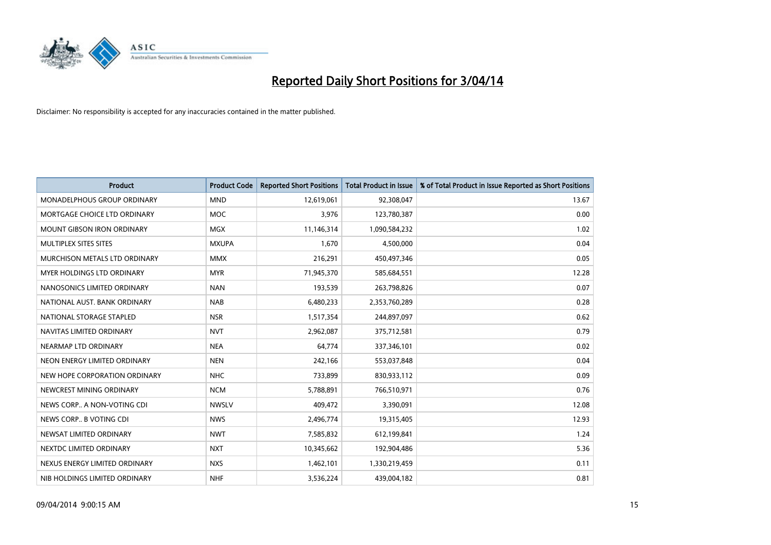# Reported Daily Short Positions for 3/04/14

Disclaimer: No responsibility is accepted for any inaccuracies contained in the matter published.

| Product | Product Code | Reported Short Positions | Total Product in Issue | % of Total Product in Issue Reported as Short Positions |
|---|---|---|---|---|
| MONADELPHOUS GROUP ORDINARY | MND | 12,619,061 | 92,308,047 | 13.67 |
| MORTGAGE CHOICE LTD ORDINARY | MOC | 3,976 | 123,780,387 | 0.00 |
| MOUNT GIBSON IRON ORDINARY | MGX | 11,146,314 | 1,090,584,232 | 1.02 |
| MULTIPLEX SITES SITES | MXUPA | 1,670 | 4,500,000 | 0.04 |
| MURCHISON METALS LTD ORDINARY | MMX | 216,291 | 450,497,346 | 0.05 |
| MYER HOLDINGS LTD ORDINARY | MYR | 71,945,370 | 585,684,551 | 12.28 |
| NANOSONICS LIMITED ORDINARY | NAN | 193,539 | 263,798,826 | 0.07 |
| NATIONAL AUST. BANK ORDINARY | NAB | 6,480,233 | 2,353,760,289 | 0.28 |
| NATIONAL STORAGE STAPLED | NSR | 1,517,354 | 244,897,097 | 0.62 |
| NAVITAS LIMITED ORDINARY | NVT | 2,962,087 | 375,712,581 | 0.79 |
| NEARMAP LTD ORDINARY | NEA | 64,774 | 337,346,101 | 0.02 |
| NEON ENERGY LIMITED ORDINARY | NEN | 242,166 | 553,037,848 | 0.04 |
| NEW HOPE CORPORATION ORDINARY | NHC | 733,899 | 830,933,112 | 0.09 |
| NEWCREST MINING ORDINARY | NCM | 5,788,891 | 766,510,971 | 0.76 |
| NEWS CORP.. A NON-VOTING CDI | NWSLV | 409,472 | 3,390,091 | 12.08 |
| NEWS CORP.. B VOTING CDI | NWS | 2,496,774 | 19,315,405 | 12.93 |
| NEWSAT LIMITED ORDINARY | NWT | 7,585,832 | 612,199,841 | 1.24 |
| NEXTDC LIMITED ORDINARY | NXT | 10,345,662 | 192,904,486 | 5.36 |
| NEXUS ENERGY LIMITED ORDINARY | NXS | 1,462,101 | 1,330,219,459 | 0.11 |
| NIB HOLDINGS LIMITED ORDINARY | NHF | 3,536,224 | 439,004,182 | 0.81 |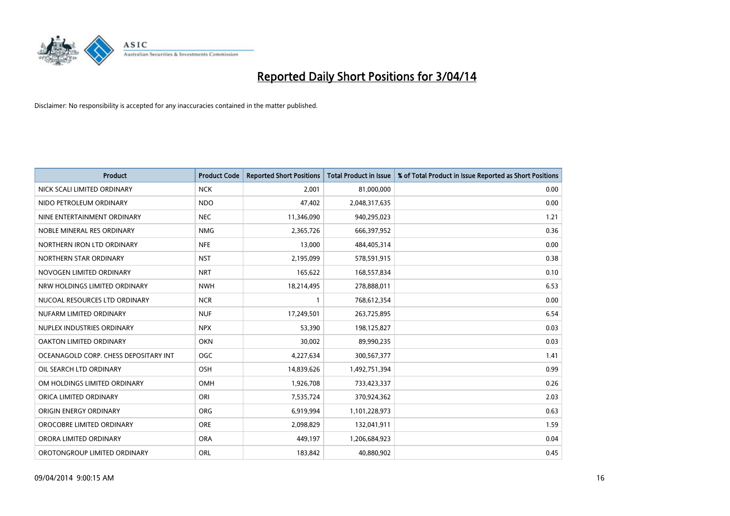# Reported Daily Short Positions for 3/04/14

Disclaimer: No responsibility is accepted for any inaccuracies contained in the matter published.

| Product | Product Code | Reported Short Positions | Total Product in Issue | % of Total Product in Issue Reported as Short Positions |
|---|---|---|---|---|
| NICK SCALI LIMITED ORDINARY | NCK | 2,001 | 81,000,000 | 0.00 |
| NIDO PETROLEUM ORDINARY | NDO | 47,402 | 2,048,317,635 | 0.00 |
| NINE ENTERTAINMENT ORDINARY | NEC | 11,346,090 | 940,295,023 | 1.21 |
| NOBLE MINERAL RES ORDINARY | NMG | 2,365,726 | 666,397,952 | 0.36 |
| NORTHERN IRON LTD ORDINARY | NFE | 13,000 | 484,405,314 | 0.00 |
| NORTHERN STAR ORDINARY | NST | 2,195,099 | 578,591,915 | 0.38 |
| NOVOGEN LIMITED ORDINARY | NRT | 165,622 | 168,557,834 | 0.10 |
| NRW HOLDINGS LIMITED ORDINARY | NWH | 18,214,495 | 278,888,011 | 6.53 |
| NUCOAL RESOURCES LTD ORDINARY | NCR | 1 | 768,612,354 | 0.00 |
| NUFARM LIMITED ORDINARY | NUF | 17,249,501 | 263,725,895 | 6.54 |
| NUPLEX INDUSTRIES ORDINARY | NPX | 53,390 | 198,125,827 | 0.03 |
| OAKTON LIMITED ORDINARY | OKN | 30,002 | 89,990,235 | 0.03 |
| OCEANAGOLD CORP. CHESS DEPOSITARY INT | OGC | 4,227,634 | 300,567,377 | 1.41 |
| OIL SEARCH LTD ORDINARY | OSH | 14,839,626 | 1,492,751,394 | 0.99 |
| OM HOLDINGS LIMITED ORDINARY | OMH | 1,926,708 | 733,423,337 | 0.26 |
| ORICA LIMITED ORDINARY | ORI | 7,535,724 | 370,924,362 | 2.03 |
| ORIGIN ENERGY ORDINARY | ORG | 6,919,994 | 1,101,228,973 | 0.63 |
| OROCOBRE LIMITED ORDINARY | ORE | 2,098,829 | 132,041,911 | 1.59 |
| ORORA LIMITED ORDINARY | ORA | 449,197 | 1,206,684,923 | 0.04 |
| OROTONGROUP LIMITED ORDINARY | ORL | 183,842 | 40,880,902 | 0.45 |

09/04/2014 9:00:15 AM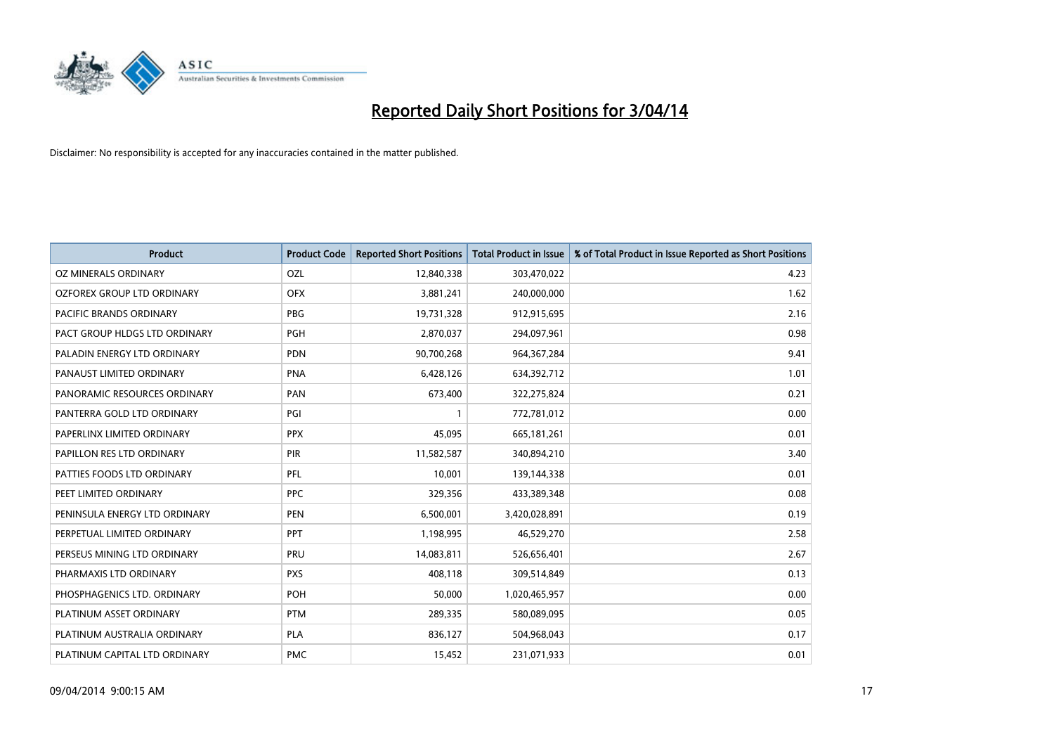# Reported Daily Short Positions for 3/04/14

Disclaimer: No responsibility is accepted for any inaccuracies contained in the matter published.

| Product | Product Code | Reported Short Positions | Total Product in Issue | % of Total Product in Issue Reported as Short Positions |
|---|---|---|---|---|
| OZ MINERALS ORDINARY | OZL | 12,840,338 | 303,470,022 | 4.23 |
| OZFOREX GROUP LTD ORDINARY | OFX | 3,881,241 | 240,000,000 | 1.62 |
| PACIFIC BRANDS ORDINARY | PBG | 19,731,328 | 912,915,695 | 2.16 |
| PACT GROUP HLDGS LTD ORDINARY | PGH | 2,870,037 | 294,097,961 | 0.98 |
| PALADIN ENERGY LTD ORDINARY | PDN | 90,700,268 | 964,367,284 | 9.41 |
| PANAUST LIMITED ORDINARY | PNA | 6,428,126 | 634,392,712 | 1.01 |
| PANORAMIC RESOURCES ORDINARY | PAN | 673,400 | 322,275,824 | 0.21 |
| PANTERRA GOLD LTD ORDINARY | PGI | 1 | 772,781,012 | 0.00 |
| PAPERLINX LIMITED ORDINARY | PPX | 45,095 | 665,181,261 | 0.01 |
| PAPILLON RES LTD ORDINARY | PIR | 11,582,587 | 340,894,210 | 3.40 |
| PATTIES FOODS LTD ORDINARY | PFL | 10,001 | 139,144,338 | 0.01 |
| PEET LIMITED ORDINARY | PPC | 329,356 | 433,389,348 | 0.08 |
| PENINSULA ENERGY LTD ORDINARY | PEN | 6,500,001 | 3,420,028,891 | 0.19 |
| PERPETUAL LIMITED ORDINARY | PPT | 1,198,995 | 46,529,270 | 2.58 |
| PERSEUS MINING LTD ORDINARY | PRU | 14,083,811 | 526,656,401 | 2.67 |
| PHARMAXIS LTD ORDINARY | PXS | 408,118 | 309,514,849 | 0.13 |
| PHOSPHAGENICS LTD. ORDINARY | POH | 50,000 | 1,020,465,957 | 0.00 |
| PLATINUM ASSET ORDINARY | PTM | 289,335 | 580,089,095 | 0.05 |
| PLATINUM AUSTRALIA ORDINARY | PLA | 836,127 | 504,968,043 | 0.17 |
| PLATINUM CAPITAL LTD ORDINARY | PMC | 15,452 | 231,071,933 | 0.01 |

09/04/2014 9:00:15 AM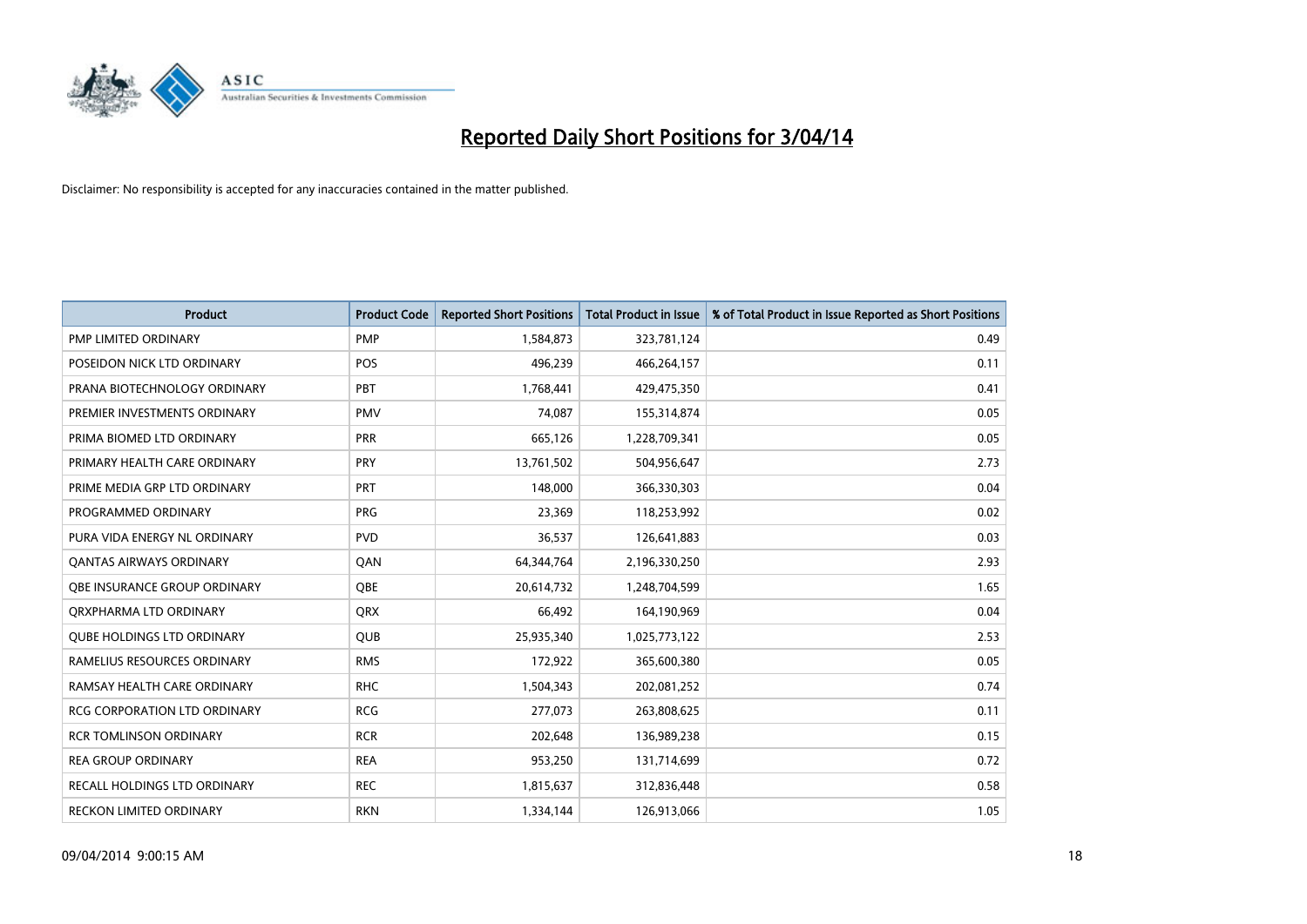# Reported Daily Short Positions for 3/04/14

Disclaimer: No responsibility is accepted for any inaccuracies contained in the matter published.

| Product | Product Code | Reported Short Positions | Total Product in Issue | % of Total Product in Issue Reported as Short Positions |
|---|---|---|---|---|
| PMP LIMITED ORDINARY | PMP | 1,584,873 | 323,781,124 | 0.49 |
| POSEIDON NICK LTD ORDINARY | POS | 496,239 | 466,264,157 | 0.11 |
| PRANA BIOTECHNOLOGY ORDINARY | PBT | 1,768,441 | 429,475,350 | 0.41 |
| PREMIER INVESTMENTS ORDINARY | PMV | 74,087 | 155,314,874 | 0.05 |
| PRIMA BIOMED LTD ORDINARY | PRR | 665,126 | 1,228,709,341 | 0.05 |
| PRIMARY HEALTH CARE ORDINARY | PRY | 13,761,502 | 504,956,647 | 2.73 |
| PRIME MEDIA GRP LTD ORDINARY | PRT | 148,000 | 366,330,303 | 0.04 |
| PROGRAMMED ORDINARY | PRG | 23,369 | 118,253,992 | 0.02 |
| PURA VIDA ENERGY NL ORDINARY | PVD | 36,537 | 126,641,883 | 0.03 |
| QANTAS AIRWAYS ORDINARY | QAN | 64,344,764 | 2,196,330,250 | 2.93 |
| QBE INSURANCE GROUP ORDINARY | QBE | 20,614,732 | 1,248,704,599 | 1.65 |
| QRXPHARMA LTD ORDINARY | QRX | 66,492 | 164,190,969 | 0.04 |
| QUBE HOLDINGS LTD ORDINARY | QUB | 25,935,340 | 1,025,773,122 | 2.53 |
| RAMELIUS RESOURCES ORDINARY | RMS | 172,922 | 365,600,380 | 0.05 |
| RAMSAY HEALTH CARE ORDINARY | RHC | 1,504,343 | 202,081,252 | 0.74 |
| RCG CORPORATION LTD ORDINARY | RCG | 277,073 | 263,808,625 | 0.11 |
| RCR TOMLINSON ORDINARY | RCR | 202,648 | 136,989,238 | 0.15 |
| REA GROUP ORDINARY | REA | 953,250 | 131,714,699 | 0.72 |
| RECALL HOLDINGS LTD ORDINARY | REC | 1,815,637 | 312,836,448 | 0.58 |
| RECKON LIMITED ORDINARY | RKN | 1,334,144 | 126,913,066 | 1.05 |

09/04/2014 9:00:15 AM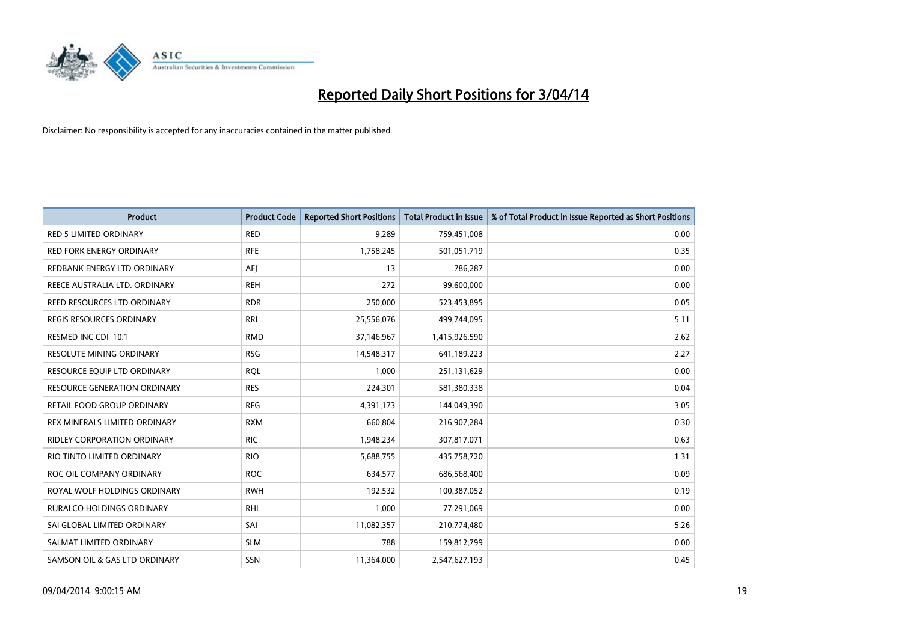# Reported Daily Short Positions for 3/04/14

Disclaimer: No responsibility is accepted for any inaccuracies contained in the matter published.

| Product | Product Code | Reported Short Positions | Total Product in Issue | % of Total Product in Issue Reported as Short Positions |
|---|---|---|---|---|
| RED 5 LIMITED ORDINARY | RED | 9,289 | 759,451,008 | 0.00 |
| RED FORK ENERGY ORDINARY | RFE | 1,758,245 | 501,051,719 | 0.35 |
| REDBANK ENERGY LTD ORDINARY | AEJ | 13 | 786,287 | 0.00 |
| REECE AUSTRALIA LTD. ORDINARY | REH | 272 | 99,600,000 | 0.00 |
| REED RESOURCES LTD ORDINARY | RDR | 250,000 | 523,453,895 | 0.05 |
| REGIS RESOURCES ORDINARY | RRL | 25,556,076 | 499,744,095 | 5.11 |
| RESMED INC CDI 10:1 | RMD | 37,146,967 | 1,415,926,590 | 2.62 |
| RESOLUTE MINING ORDINARY | RSG | 14,548,317 | 641,189,223 | 2.27 |
| RESOURCE EQUIP LTD ORDINARY | RQL | 1,000 | 251,131,629 | 0.00 |
| RESOURCE GENERATION ORDINARY | RES | 224,301 | 581,380,338 | 0.04 |
| RETAIL FOOD GROUP ORDINARY | RFG | 4,391,173 | 144,049,390 | 3.05 |
| REX MINERALS LIMITED ORDINARY | RXM | 660,804 | 216,907,284 | 0.30 |
| RIDLEY CORPORATION ORDINARY | RIC | 1,948,234 | 307,817,071 | 0.63 |
| RIO TINTO LIMITED ORDINARY | RIO | 5,688,755 | 435,758,720 | 1.31 |
| ROC OIL COMPANY ORDINARY | ROC | 634,577 | 686,568,400 | 0.09 |
| ROYAL WOLF HOLDINGS ORDINARY | RWH | 192,532 | 100,387,052 | 0.19 |
| RURALCO HOLDINGS ORDINARY | RHL | 1,000 | 77,291,069 | 0.00 |
| SAI GLOBAL LIMITED ORDINARY | SAI | 11,082,357 | 210,774,480 | 5.26 |
| SALMAT LIMITED ORDINARY | SLM | 788 | 159,812,799 | 0.00 |
| SAMSON OIL & GAS LTD ORDINARY | SSN | 11,364,000 | 2,547,627,193 | 0.45 |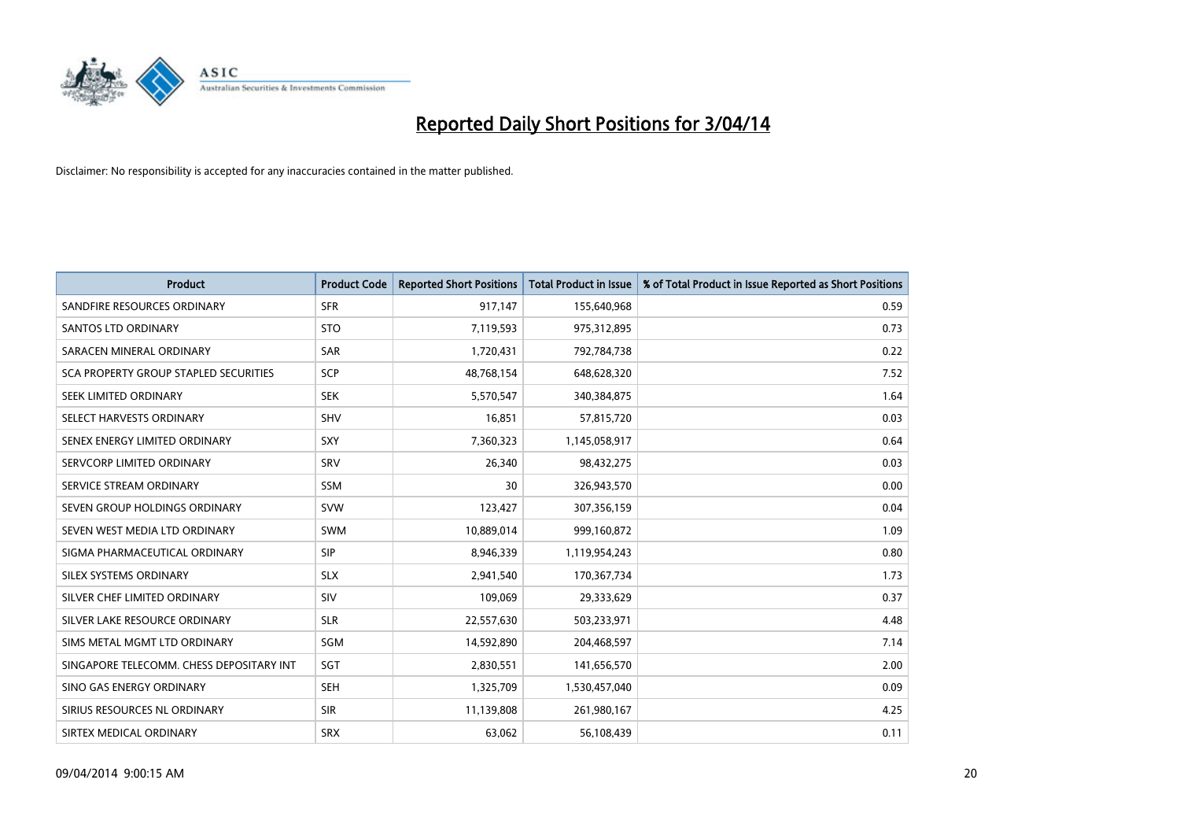# Reported Daily Short Positions for 3/04/14

Disclaimer: No responsibility is accepted for any inaccuracies contained in the matter published.

| Product | Product Code | Reported Short Positions | Total Product in Issue | % of Total Product in Issue Reported as Short Positions |
|---|---|---|---|---|
| SANDFIRE RESOURCES ORDINARY | SFR | 917,147 | 155,640,968 | 0.59 |
| SANTOS LTD ORDINARY | STO | 7,119,593 | 975,312,895 | 0.73 |
| SARACEN MINERAL ORDINARY | SAR | 1,720,431 | 792,784,738 | 0.22 |
| SCA PROPERTY GROUP STAPLED SECURITIES | SCP | 48,768,154 | 648,628,320 | 7.52 |
| SEEK LIMITED ORDINARY | SEK | 5,570,547 | 340,384,875 | 1.64 |
| SELECT HARVESTS ORDINARY | SHV | 16,851 | 57,815,720 | 0.03 |
| SENEX ENERGY LIMITED ORDINARY | SXY | 7,360,323 | 1,145,058,917 | 0.64 |
| SERVCORP LIMITED ORDINARY | SRV | 26,340 | 98,432,275 | 0.03 |
| SERVICE STREAM ORDINARY | SSM | 30 | 326,943,570 | 0.00 |
| SEVEN GROUP HOLDINGS ORDINARY | SVW | 123,427 | 307,356,159 | 0.04 |
| SEVEN WEST MEDIA LTD ORDINARY | SWM | 10,889,014 | 999,160,872 | 1.09 |
| SIGMA PHARMACEUTICAL ORDINARY | SIP | 8,946,339 | 1,119,954,243 | 0.80 |
| SILEX SYSTEMS ORDINARY | SLX | 2,941,540 | 170,367,734 | 1.73 |
| SILVER CHEF LIMITED ORDINARY | SIV | 109,069 | 29,333,629 | 0.37 |
| SILVER LAKE RESOURCE ORDINARY | SLR | 22,557,630 | 503,233,971 | 4.48 |
| SIMS METAL MGMT LTD ORDINARY | SGM | 14,592,890 | 204,468,597 | 7.14 |
| SINGAPORE TELECOMM. CHESS DEPOSITARY INT | SGT | 2,830,551 | 141,656,570 | 2.00 |
| SINO GAS ENERGY ORDINARY | SEH | 1,325,709 | 1,530,457,040 | 0.09 |
| SIRIUS RESOURCES NL ORDINARY | SIR | 11,139,808 | 261,980,167 | 4.25 |
| SIRTEX MEDICAL ORDINARY | SRX | 63,062 | 56,108,439 | 0.11 |

09/04/2014 9:00:15 AM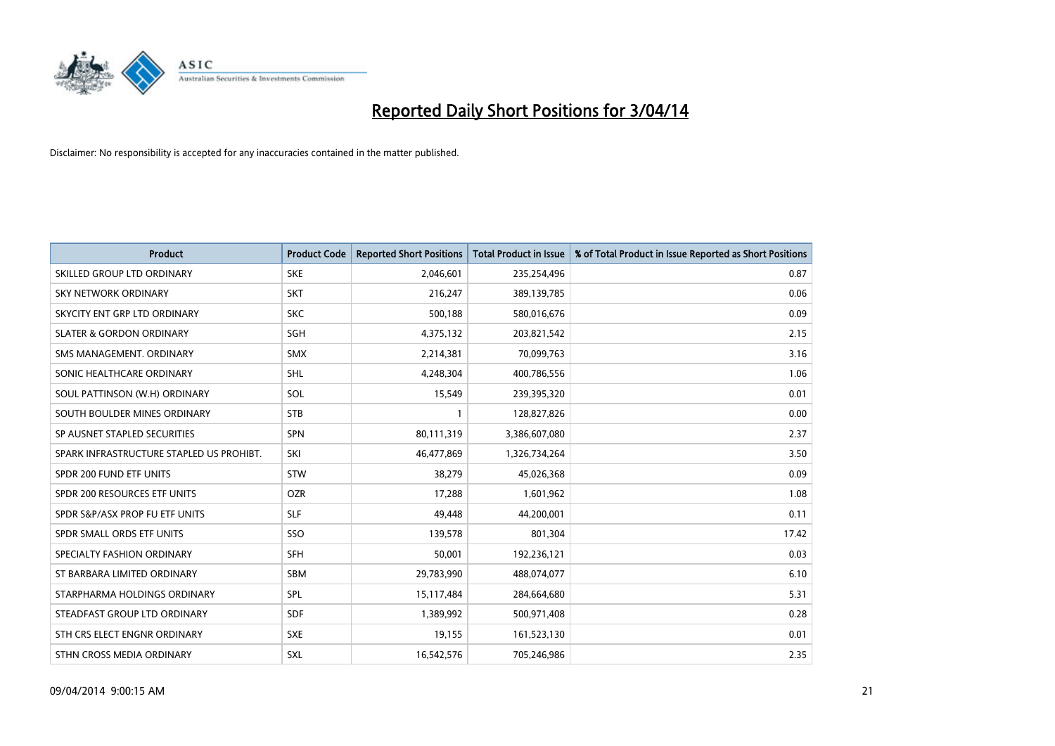# Reported Daily Short Positions for 3/04/14

Disclaimer: No responsibility is accepted for any inaccuracies contained in the matter published.

| Product | Product Code | Reported Short Positions | Total Product in Issue | % of Total Product in Issue Reported as Short Positions |
|---|---|---|---|---|
| SKILLED GROUP LTD ORDINARY | SKE | 2,046,601 | 235,254,496 | 0.87 |
| SKY NETWORK ORDINARY | SKT | 216,247 | 389,139,785 | 0.06 |
| SKYCITY ENT GRP LTD ORDINARY | SKC | 500,188 | 580,016,676 | 0.09 |
| SLATER & GORDON ORDINARY | SGH | 4,375,132 | 203,821,542 | 2.15 |
| SMS MANAGEMENT. ORDINARY | SMX | 2,214,381 | 70,099,763 | 3.16 |
| SONIC HEALTHCARE ORDINARY | SHL | 4,248,304 | 400,786,556 | 1.06 |
| SOUL PATTINSON (W.H) ORDINARY | SOL | 15,549 | 239,395,320 | 0.01 |
| SOUTH BOULDER MINES ORDINARY | STB | 1 | 128,827,826 | 0.00 |
| SP AUSNET STAPLED SECURITIES | SPN | 80,111,319 | 3,386,607,080 | 2.37 |
| SPARK INFRASTRUCTURE STAPLED US PROHIBT. | SKI | 46,477,869 | 1,326,734,264 | 3.50 |
| SPDR 200 FUND ETF UNITS | STW | 38,279 | 45,026,368 | 0.09 |
| SPDR 200 RESOURCES ETF UNITS | OZR | 17,288 | 1,601,962 | 1.08 |
| SPDR S&P/ASX PROP FU ETF UNITS | SLF | 49,448 | 44,200,001 | 0.11 |
| SPDR SMALL ORDS ETF UNITS | SSO | 139,578 | 801,304 | 17.42 |
| SPECIALTY FASHION ORDINARY | SFH | 50,001 | 192,236,121 | 0.03 |
| ST BARBARA LIMITED ORDINARY | SBM | 29,783,990 | 488,074,077 | 6.10 |
| STARPHARMA HOLDINGS ORDINARY | SPL | 15,117,484 | 284,664,680 | 5.31 |
| STEADFAST GROUP LTD ORDINARY | SDF | 1,389,992 | 500,971,408 | 0.28 |
| STH CRS ELECT ENGNR ORDINARY | SXE | 19,155 | 161,523,130 | 0.01 |
| STHN CROSS MEDIA ORDINARY | SXL | 16,542,576 | 705,246,986 | 2.35 |

09/04/2014 9:00:15 AM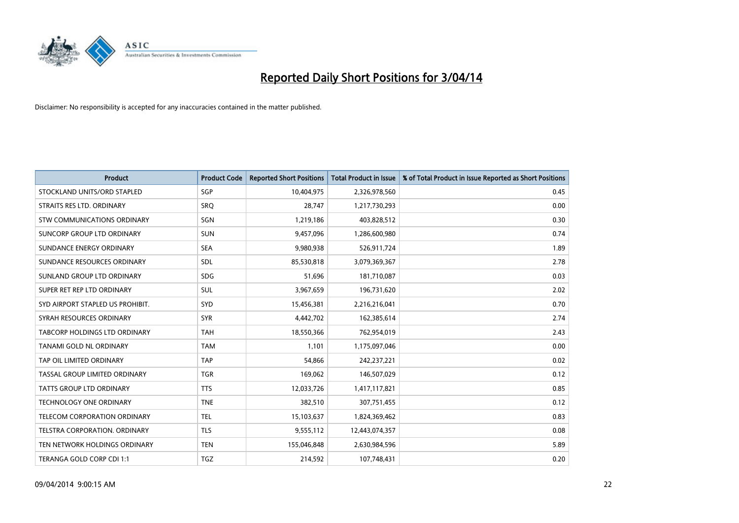# Reported Daily Short Positions for 3/04/14

Disclaimer: No responsibility is accepted for any inaccuracies contained in the matter published.

| Product | Product Code | Reported Short Positions | Total Product in Issue | % of Total Product in Issue Reported as Short Positions |
|---|---|---|---|---|
| STOCKLAND UNITS/ORD STAPLED | SGP | 10,404,975 | 2,326,978,560 | 0.45 |
| STRAITS RES LTD. ORDINARY | SRQ | 28,747 | 1,217,730,293 | 0.00 |
| STW COMMUNICATIONS ORDINARY | SGN | 1,219,186 | 403,828,512 | 0.30 |
| SUNCORP GROUP LTD ORDINARY | SUN | 9,457,096 | 1,286,600,980 | 0.74 |
| SUNDANCE ENERGY ORDINARY | SEA | 9,980,938 | 526,911,724 | 1.89 |
| SUNDANCE RESOURCES ORDINARY | SDL | 85,530,818 | 3,079,369,367 | 2.78 |
| SUNLAND GROUP LTD ORDINARY | SDG | 51,696 | 181,710,087 | 0.03 |
| SUPER RET REP LTD ORDINARY | SUL | 3,967,659 | 196,731,620 | 2.02 |
| SYD AIRPORT STAPLED US PROHIBIT. | SYD | 15,456,381 | 2,216,216,041 | 0.70 |
| SYRAH RESOURCES ORDINARY | SYR | 4,442,702 | 162,385,614 | 2.74 |
| TABCORP HOLDINGS LTD ORDINARY | TAH | 18,550,366 | 762,954,019 | 2.43 |
| TANAMI GOLD NL ORDINARY | TAM | 1,101 | 1,175,097,046 | 0.00 |
| TAP OIL LIMITED ORDINARY | TAP | 54,866 | 242,237,221 | 0.02 |
| TASSAL GROUP LIMITED ORDINARY | TGR | 169,062 | 146,507,029 | 0.12 |
| TATTS GROUP LTD ORDINARY | TTS | 12,033,726 | 1,417,117,821 | 0.85 |
| TECHNOLOGY ONE ORDINARY | TNE | 382,510 | 307,751,455 | 0.12 |
| TELECOM CORPORATION ORDINARY | TEL | 15,103,637 | 1,824,369,462 | 0.83 |
| TELSTRA CORPORATION. ORDINARY | TLS | 9,555,112 | 12,443,074,357 | 0.08 |
| TEN NETWORK HOLDINGS ORDINARY | TEN | 155,046,848 | 2,630,984,596 | 5.89 |
| TERANGA GOLD CORP CDI 1:1 | TGZ | 214,592 | 107,748,431 | 0.20 |

09/04/2014 9:00:15 AM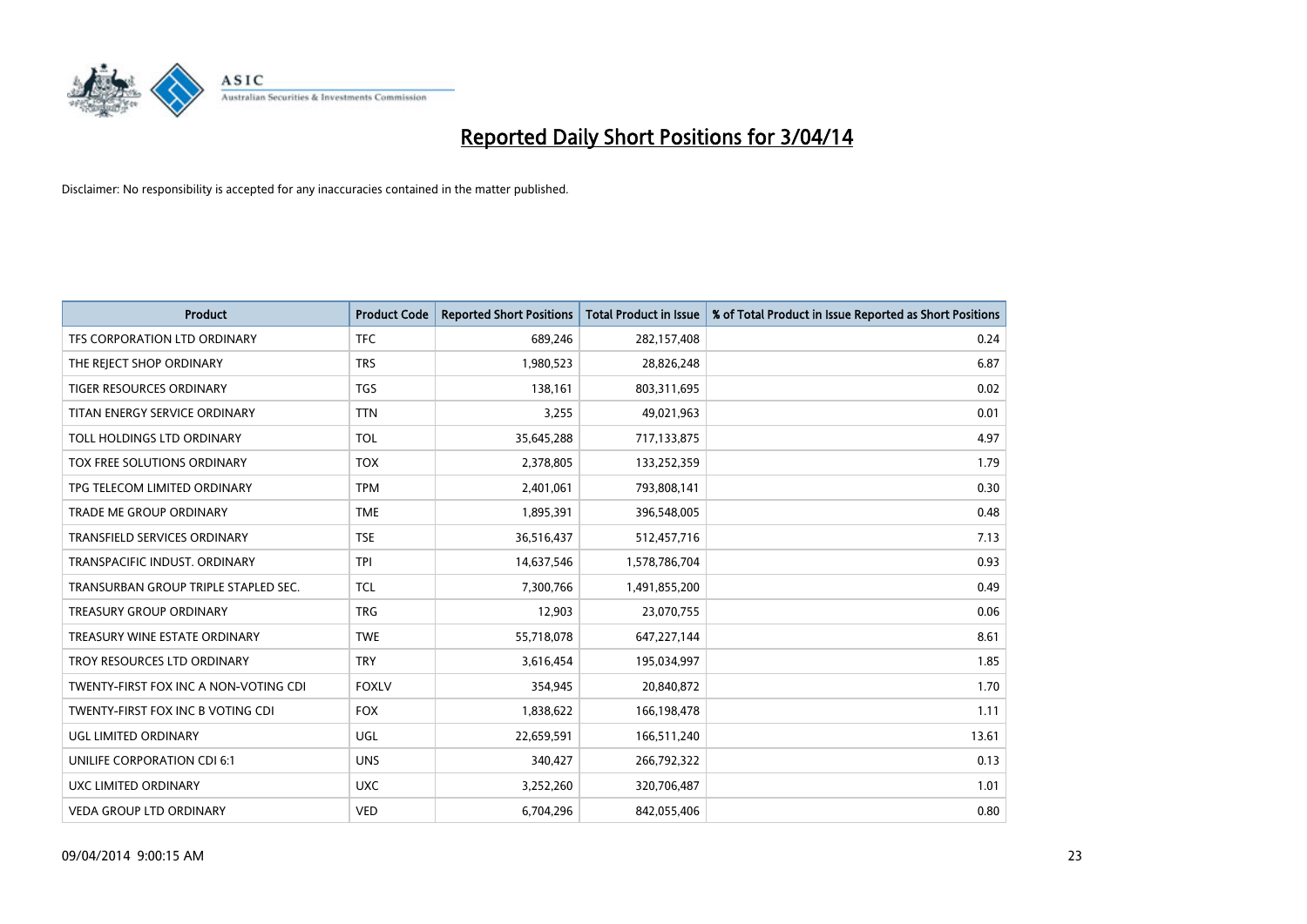# Reported Daily Short Positions for 3/04/14

Disclaimer: No responsibility is accepted for any inaccuracies contained in the matter published.

| Product | Product Code | Reported Short Positions | Total Product in Issue | % of Total Product in Issue Reported as Short Positions |
|---|---|---|---|---|
| TFS CORPORATION LTD ORDINARY | TFC | 689,246 | 282,157,408 | 0.24 |
| THE REJECT SHOP ORDINARY | TRS | 1,980,523 | 28,826,248 | 6.87 |
| TIGER RESOURCES ORDINARY | TGS | 138,161 | 803,311,695 | 0.02 |
| TITAN ENERGY SERVICE ORDINARY | TTN | 3,255 | 49,021,963 | 0.01 |
| TOLL HOLDINGS LTD ORDINARY | TOL | 35,645,288 | 717,133,875 | 4.97 |
| TOX FREE SOLUTIONS ORDINARY | TOX | 2,378,805 | 133,252,359 | 1.79 |
| TPG TELECOM LIMITED ORDINARY | TPM | 2,401,061 | 793,808,141 | 0.30 |
| TRADE ME GROUP ORDINARY | TME | 1,895,391 | 396,548,005 | 0.48 |
| TRANSFIELD SERVICES ORDINARY | TSE | 36,516,437 | 512,457,716 | 7.13 |
| TRANSPACIFIC INDUST. ORDINARY | TPI | 14,637,546 | 1,578,786,704 | 0.93 |
| TRANSURBAN GROUP TRIPLE STAPLED SEC. | TCL | 7,300,766 | 1,491,855,200 | 0.49 |
| TREASURY GROUP ORDINARY | TRG | 12,903 | 23,070,755 | 0.06 |
| TREASURY WINE ESTATE ORDINARY | TWE | 55,718,078 | 647,227,144 | 8.61 |
| TROY RESOURCES LTD ORDINARY | TRY | 3,616,454 | 195,034,997 | 1.85 |
| TWENTY-FIRST FOX INC A NON-VOTING CDI | FOXLV | 354,945 | 20,840,872 | 1.70 |
| TWENTY-FIRST FOX INC B VOTING CDI | FOX | 1,838,622 | 166,198,478 | 1.11 |
| UGL LIMITED ORDINARY | UGL | 22,659,591 | 166,511,240 | 13.61 |
| UNILIFE CORPORATION CDI 6:1 | UNS | 340,427 | 266,792,322 | 0.13 |
| UXC LIMITED ORDINARY | UXC | 3,252,260 | 320,706,487 | 1.01 |
| VEDA GROUP LTD ORDINARY | VED | 6,704,296 | 842,055,406 | 0.80 |

09/04/2014 9:00:15 AM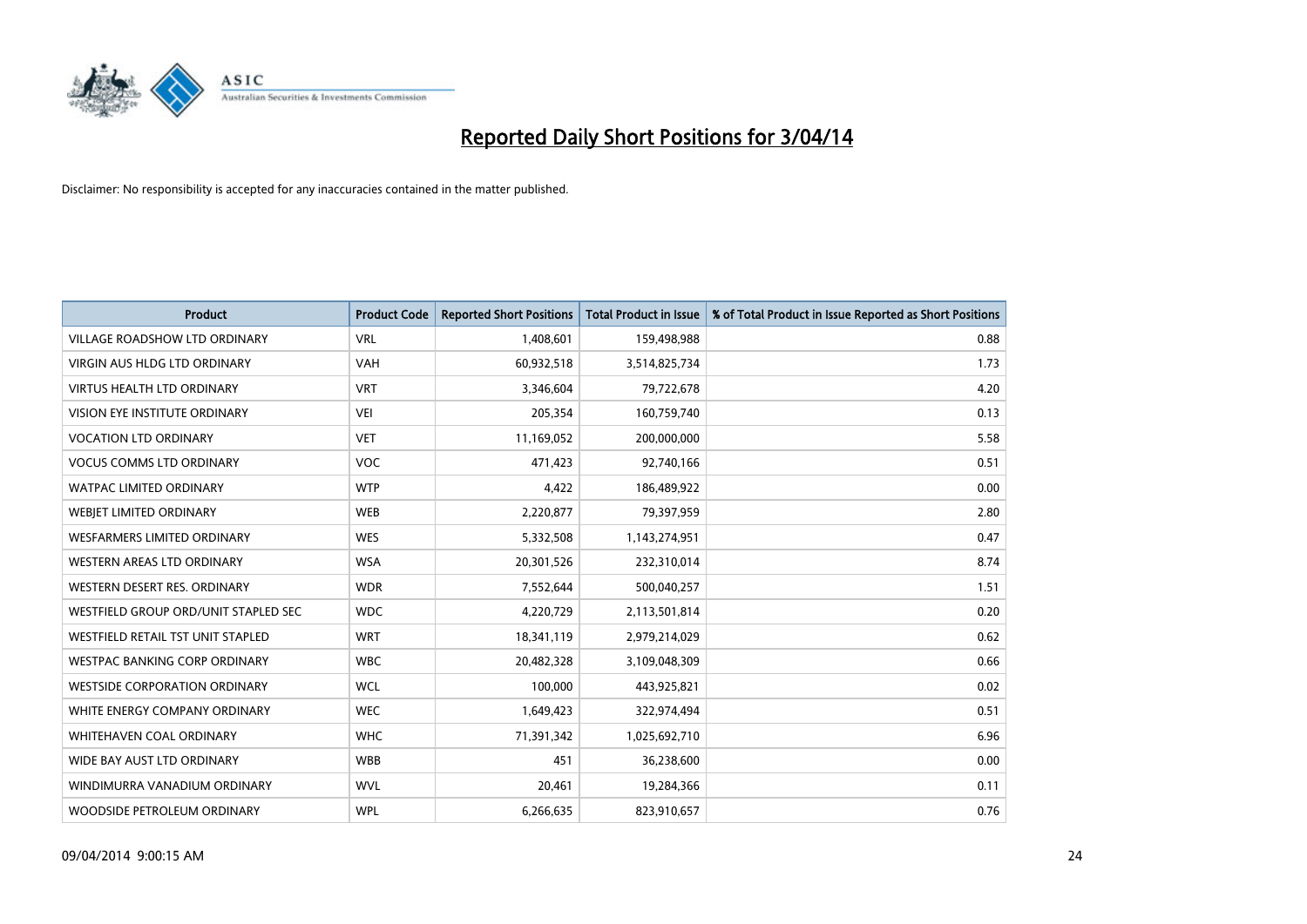# Reported Daily Short Positions for 3/04/14

Disclaimer: No responsibility is accepted for any inaccuracies contained in the matter published.

| Product | Product Code | Reported Short Positions | Total Product in Issue | % of Total Product in Issue Reported as Short Positions |
|---|---|---|---|---|
| VILLAGE ROADSHOW LTD ORDINARY | VRL | 1,408,601 | 159,498,988 | 0.88 |
| VIRGIN AUS HLDG LTD ORDINARY | VAH | 60,932,518 | 3,514,825,734 | 1.73 |
| VIRTUS HEALTH LTD ORDINARY | VRT | 3,346,604 | 79,722,678 | 4.20 |
| VISION EYE INSTITUTE ORDINARY | VEI | 205,354 | 160,759,740 | 0.13 |
| VOCATION LTD ORDINARY | VET | 11,169,052 | 200,000,000 | 5.58 |
| VOCUS COMMS LTD ORDINARY | VOC | 471,423 | 92,740,166 | 0.51 |
| WATPAC LIMITED ORDINARY | WTP | 4,422 | 186,489,922 | 0.00 |
| WEBJET LIMITED ORDINARY | WEB | 2,220,877 | 79,397,959 | 2.80 |
| WESFARMERS LIMITED ORDINARY | WES | 5,332,508 | 1,143,274,951 | 0.47 |
| WESTERN AREAS LTD ORDINARY | WSA | 20,301,526 | 232,310,014 | 8.74 |
| WESTERN DESERT RES. ORDINARY | WDR | 7,552,644 | 500,040,257 | 1.51 |
| WESTFIELD GROUP ORD/UNIT STAPLED SEC | WDC | 4,220,729 | 2,113,501,814 | 0.20 |
| WESTFIELD RETAIL TST UNIT STAPLED | WRT | 18,341,119 | 2,979,214,029 | 0.62 |
| WESTPAC BANKING CORP ORDINARY | WBC | 20,482,328 | 3,109,048,309 | 0.66 |
| WESTSIDE CORPORATION ORDINARY | WCL | 100,000 | 443,925,821 | 0.02 |
| WHITE ENERGY COMPANY ORDINARY | WEC | 1,649,423 | 322,974,494 | 0.51 |
| WHITEHAVEN COAL ORDINARY | WHC | 71,391,342 | 1,025,692,710 | 6.96 |
| WIDE BAY AUST LTD ORDINARY | WBB | 451 | 36,238,600 | 0.00 |
| WINDIMURRA VANADIUM ORDINARY | WVL | 20,461 | 19,284,366 | 0.11 |
| WOODSIDE PETROLEUM ORDINARY | WPL | 6,266,635 | 823,910,657 | 0.76 |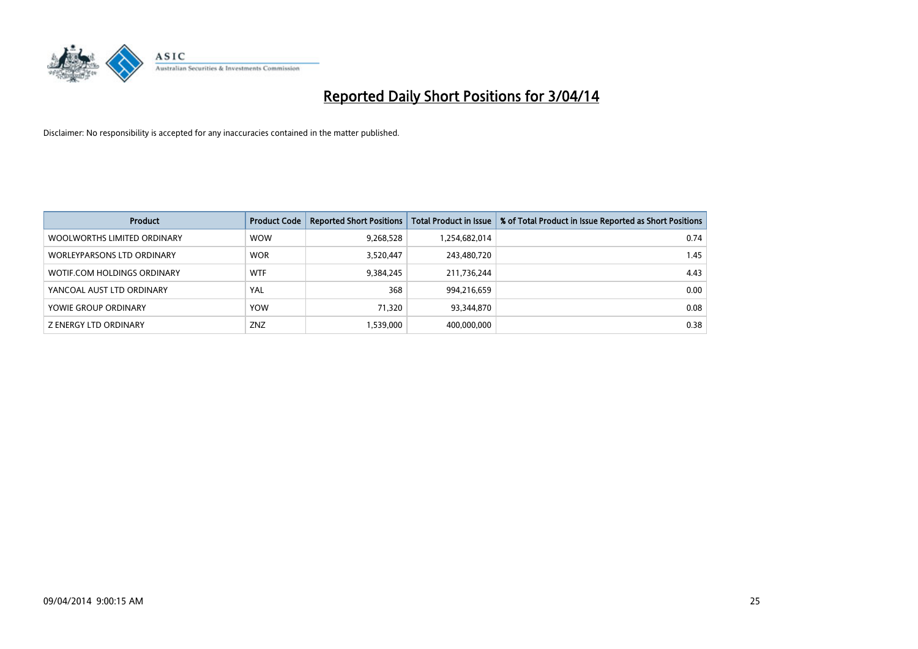# Reported Daily Short Positions for 3/04/14

Disclaimer: No responsibility is accepted for any inaccuracies contained in the matter published.

| Product | Product Code | Reported Short Positions | Total Product in Issue | % of Total Product in Issue Reported as Short Positions |
| --- | --- | --- | --- | --- |
| WOOLWORTHS LIMITED ORDINARY | WOW | 9,268,528 | 1,254,682,014 | 0.74 |
| WORLEYPARSONS LTD ORDINARY | WOR | 3,520,447 | 243,480,720 | 1.45 |
| WOTIF.COM HOLDINGS ORDINARY | WTF | 9,384,245 | 211,736,244 | 4.43 |
| YANCOAL AUST LTD ORDINARY | YAL | 368 | 994,216,659 | 0.00 |
| YOWIE GROUP ORDINARY | YOW | 71,320 | 93,344,870 | 0.08 |
| Z ENERGY LTD ORDINARY | ZNZ | 1,539,000 | 400,000,000 | 0.38 |